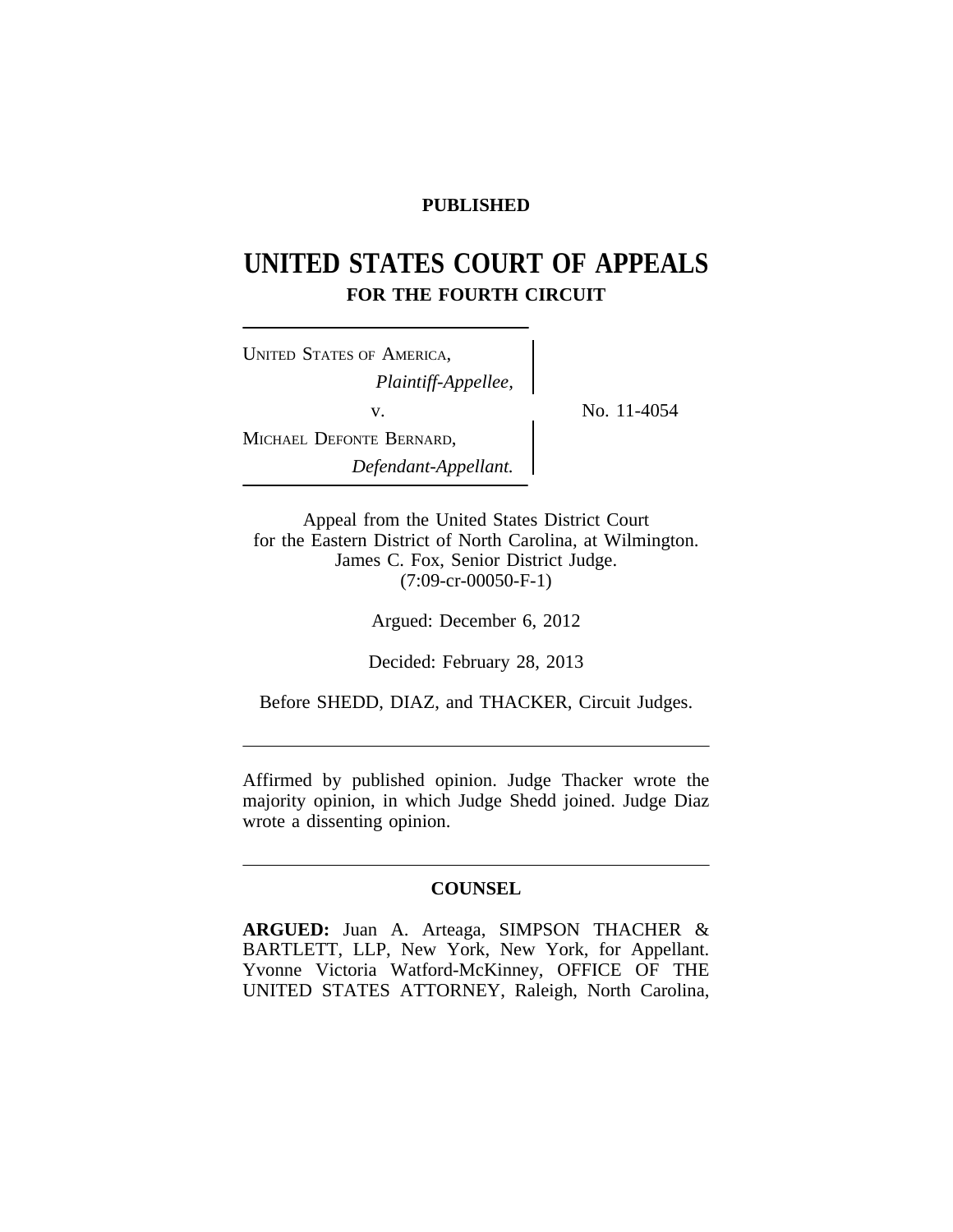**PUBLISHED**

# UNITED STATES COURT OF APPEALS

## FOR THE FOURTH CIRCUIT

UNITED STATES OF AMERICA,
*Plaintiff-Appellee,*

v.

MICHAEL DEFONTE BERNARD,
*Defendant-Appellant.*

No. 11-4054

Appeal from the United States District Court
for the Eastern District of North Carolina, at Wilmington.
James C. Fox, Senior District Judge.
(7:09-cr-00050-F-1)

Argued: December 6, 2012

Decided: February 28, 2013

Before SHEDD, DIAZ, and THACKER, Circuit Judges.

---

Affirmed by published opinion. Judge Thacker wrote the majority opinion, in which Judge Shedd joined. Judge Diaz wrote a dissenting opinion.

---

**COUNSEL**

**ARGUED:** Juan A. Arteaga, SIMPSON THACHER & BARTLETT, LLP, New York, New York, for Appellant. Yvonne Victoria Watford-McKinney, OFFICE OF THE UNITED STATES ATTORNEY, Raleigh, North Carolina,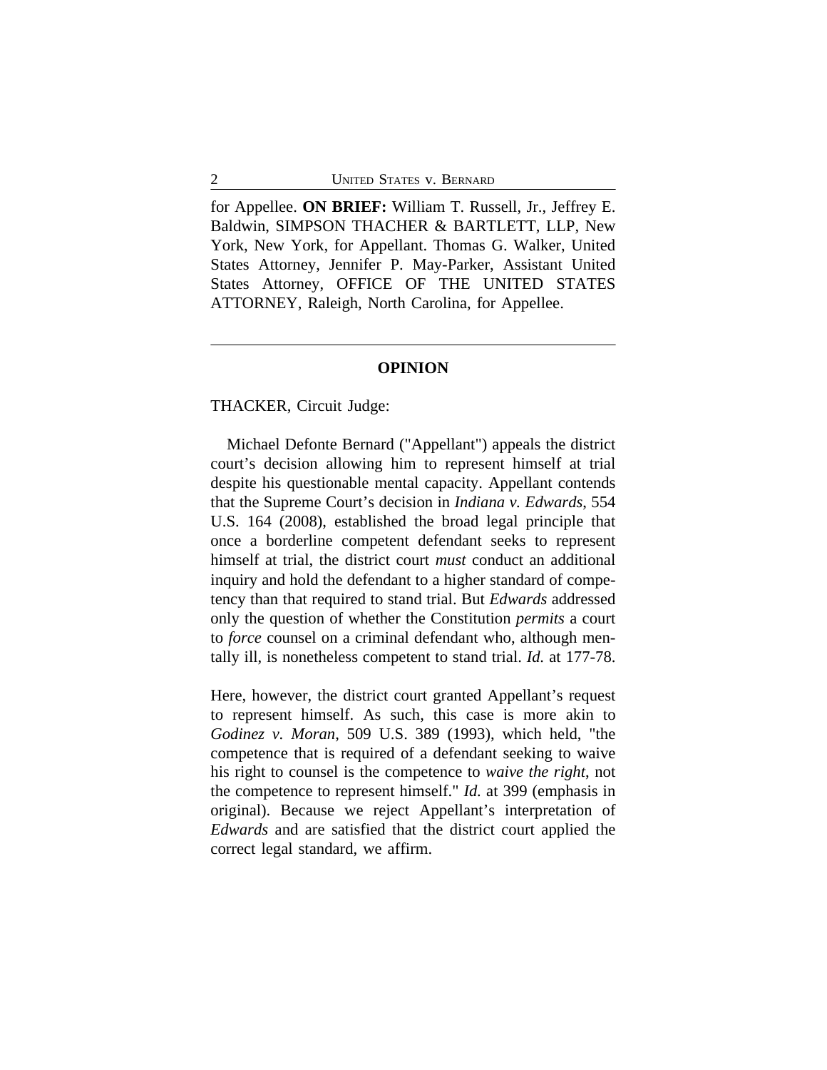for Appellee. **ON BRIEF:** William T. Russell, Jr., Jeffrey E. Baldwin, SIMPSON THACHER & BARTLETT, LLP, New York, New York, for Appellant. Thomas G. Walker, United States Attorney, Jennifer P. May-Parker, Assistant United States Attorney, OFFICE OF THE UNITED STATES ATTORNEY, Raleigh, North Carolina, for Appellee.

---

**OPINION**

THACKER, Circuit Judge:

Michael Defonte Bernard ("Appellant") appeals the district court's decision allowing him to represent himself at trial despite his questionable mental capacity. Appellant contends that the Supreme Court's decision in *Indiana v. Edwards*, 554 U.S. 164 (2008), established the broad legal principle that once a borderline competent defendant seeks to represent himself at trial, the district court *must* conduct an additional inquiry and hold the defendant to a higher standard of competency than that required to stand trial. But *Edwards* addressed only the question of whether the Constitution *permits* a court to *force* counsel on a criminal defendant who, although mentally ill, is nonetheless competent to stand trial. *Id.* at 177-78.

Here, however, the district court granted Appellant's request to represent himself. As such, this case is more akin to *Godinez v. Moran*, 509 U.S. 389 (1993), which held, "the competence that is required of a defendant seeking to waive his right to counsel is the competence to *waive the right*, not the competence to represent himself." *Id.* at 399 (emphasis in original). Because we reject Appellant's interpretation of *Edwards* and are satisfied that the district court applied the correct legal standard, we affirm.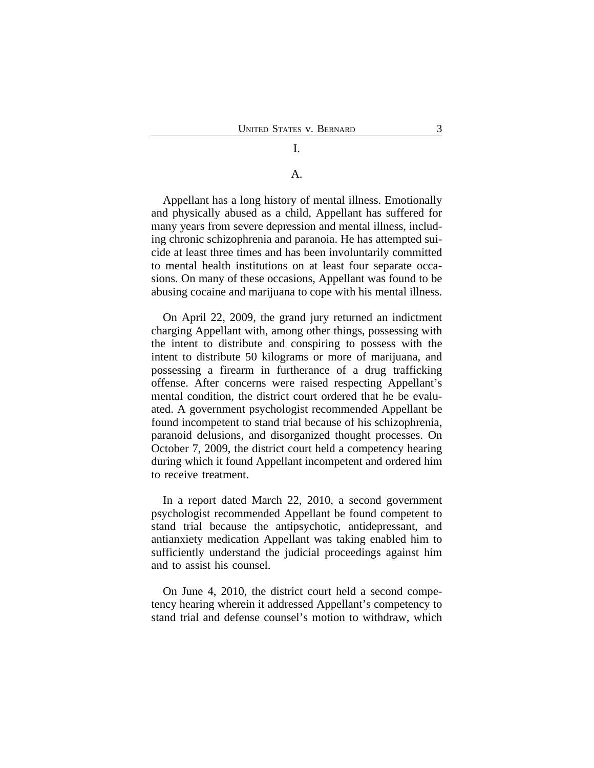## I.

### A.

Appellant has a long history of mental illness. Emotionally and physically abused as a child, Appellant has suffered for many years from severe depression and mental illness, including chronic schizophrenia and paranoia. He has attempted suicide at least three times and has been involuntarily committed to mental health institutions on at least four separate occasions. On many of these occasions, Appellant was found to be abusing cocaine and marijuana to cope with his mental illness.

On April 22, 2009, the grand jury returned an indictment charging Appellant with, among other things, possessing with the intent to distribute and conspiring to possess with the intent to distribute 50 kilograms or more of marijuana, and possessing a firearm in furtherance of a drug trafficking offense. After concerns were raised respecting Appellant's mental condition, the district court ordered that he be evaluated. A government psychologist recommended Appellant be found incompetent to stand trial because of his schizophrenia, paranoid delusions, and disorganized thought processes. On October 7, 2009, the district court held a competency hearing during which it found Appellant incompetent and ordered him to receive treatment.

In a report dated March 22, 2010, a second government psychologist recommended Appellant be found competent to stand trial because the antipsychotic, antidepressant, and antianxiety medication Appellant was taking enabled him to sufficiently understand the judicial proceedings against him and to assist his counsel.

On June 4, 2010, the district court held a second competency hearing wherein it addressed Appellant's competency to stand trial and defense counsel's motion to withdraw, which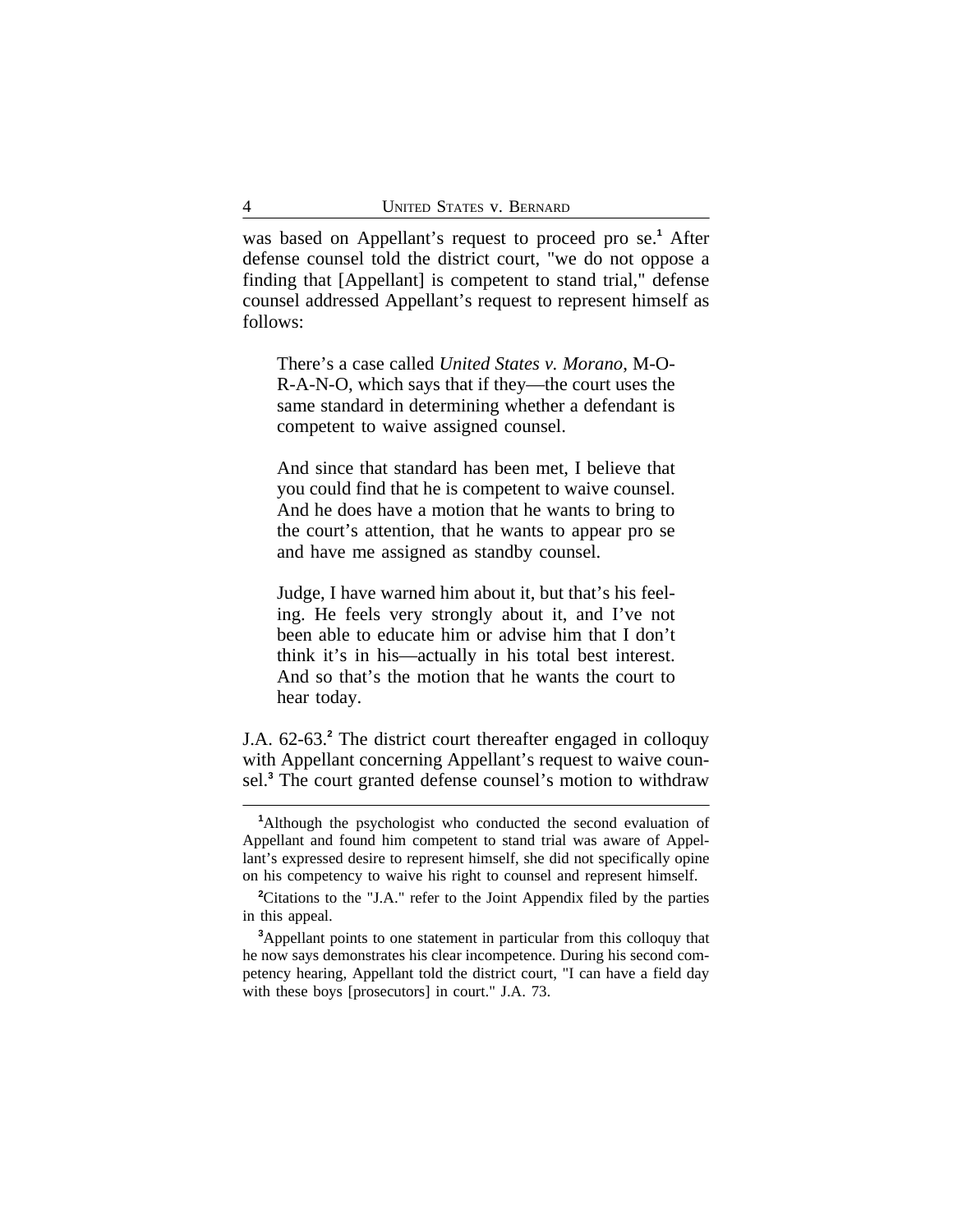was based on Appellant's request to proceed pro se.[1] After defense counsel told the district court, "we do not oppose a finding that [Appellant] is competent to stand trial," defense counsel addressed Appellant's request to represent himself as follows:

> There's a case called *United States v. Morano*, M-O-R-A-N-O, which says that if they—the court uses the same standard in determining whether a defendant is competent to waive assigned counsel.
>
> And since that standard has been met, I believe that you could find that he is competent to waive counsel. And he does have a motion that he wants to bring to the court's attention, that he wants to appear pro se and have me assigned as standby counsel.
>
> Judge, I have warned him about it, but that's his feeling. He feels very strongly about it, and I've not been able to educate him or advise him that I don't think it's in his—actually in his total best interest. And so that's the motion that he wants the court to hear today.

J.A. 62-63.[2] The district court thereafter engaged in colloquy with Appellant concerning Appellant's request to waive counsel.[3] The court granted defense counsel's motion to withdraw

---

[1] Although the psychologist who conducted the second evaluation of Appellant and found him competent to stand trial was aware of Appellant's expressed desire to represent himself, she did not specifically opine on his competency to waive his right to counsel and represent himself.

[2] Citations to the "J.A." refer to the Joint Appendix filed by the parties in this appeal.

[3] Appellant points to one statement in particular from this colloquy that he now says demonstrates his clear incompetence. During his second competency hearing, Appellant told the district court, "I can have a field day with these boys [prosecutors] in court." J.A. 73.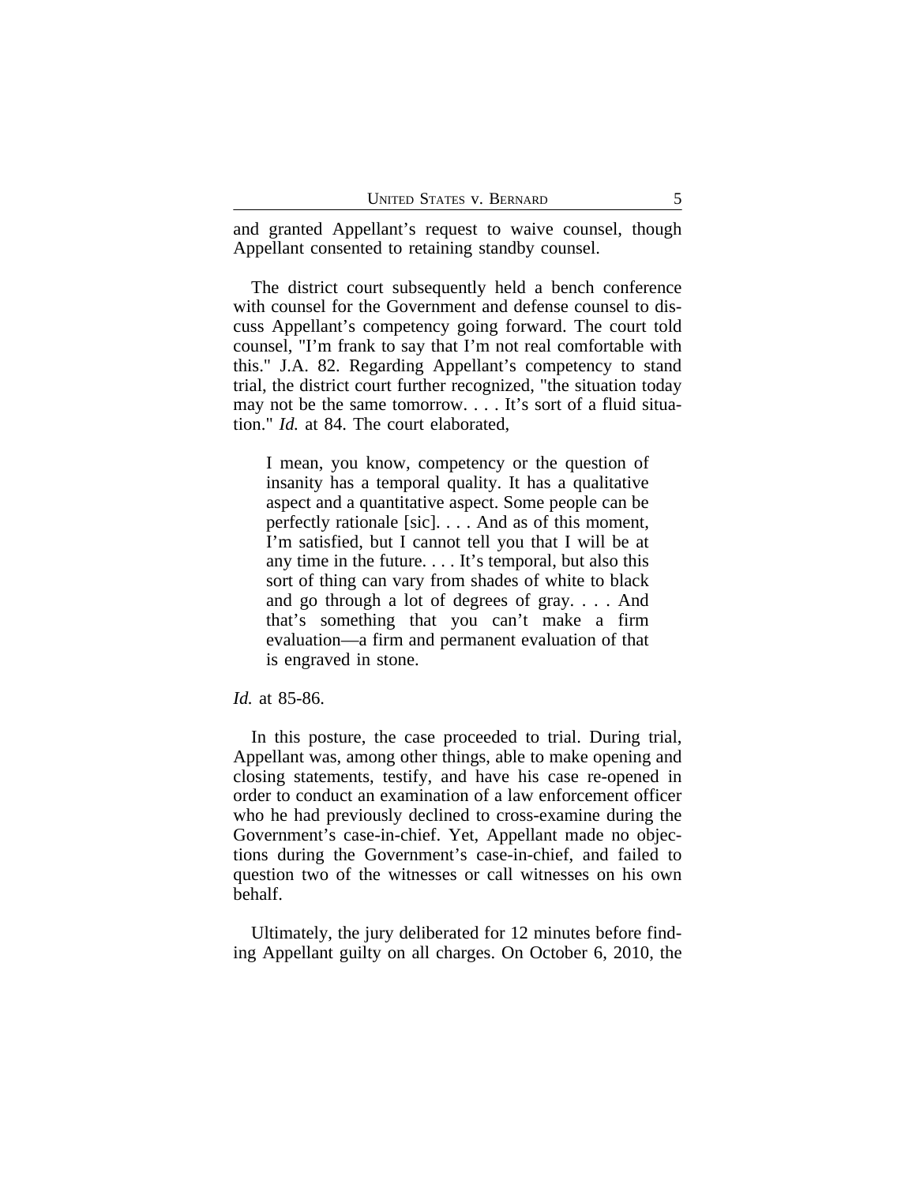and granted Appellant's request to waive counsel, though Appellant consented to retaining standby counsel.

The district court subsequently held a bench conference with counsel for the Government and defense counsel to discuss Appellant's competency going forward. The court told counsel, "I'm frank to say that I'm not real comfortable with this." J.A. 82. Regarding Appellant's competency to stand trial, the district court further recognized, "the situation today may not be the same tomorrow. . . . It's sort of a fluid situation." *Id.* at 84. The court elaborated,

> I mean, you know, competency or the question of insanity has a temporal quality. It has a qualitative aspect and a quantitative aspect. Some people can be perfectly rationale [sic]. . . . And as of this moment, I'm satisfied, but I cannot tell you that I will be at any time in the future. . . . It's temporal, but also this sort of thing can vary from shades of white to black and go through a lot of degrees of gray. . . . And that's something that you can't make a firm evaluation—a firm and permanent evaluation of that is engraved in stone.

*Id.* at 85-86.

In this posture, the case proceeded to trial. During trial, Appellant was, among other things, able to make opening and closing statements, testify, and have his case re-opened in order to conduct an examination of a law enforcement officer who he had previously declined to cross-examine during the Government's case-in-chief. Yet, Appellant made no objections during the Government's case-in-chief, and failed to question two of the witnesses or call witnesses on his own behalf.

Ultimately, the jury deliberated for 12 minutes before finding Appellant guilty on all charges. On October 6, 2010, the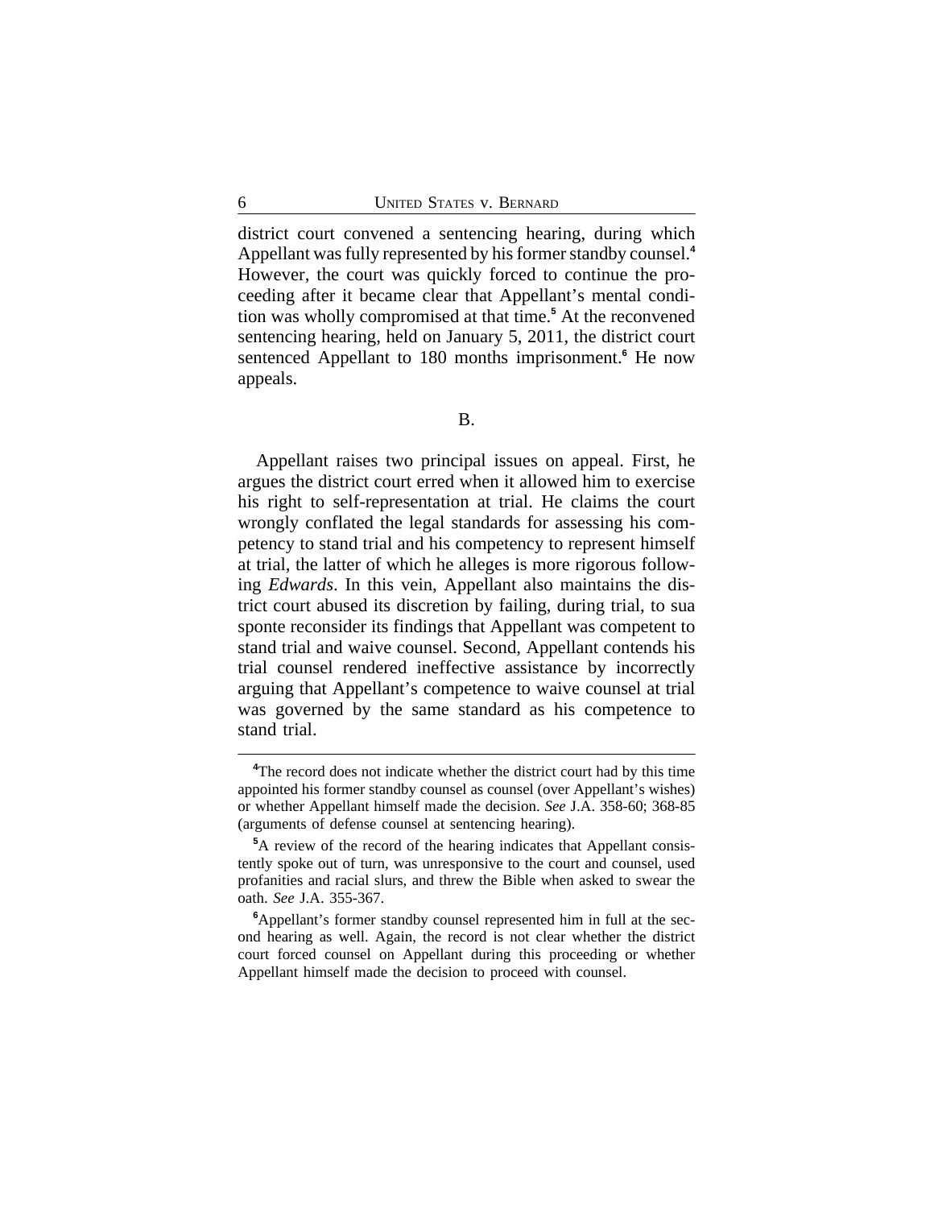district court convened a sentencing hearing, during which Appellant was fully represented by his former standby counsel.[4] However, the court was quickly forced to continue the proceeding after it became clear that Appellant's mental condition was wholly compromised at that time.[5] At the reconvened sentencing hearing, held on January 5, 2011, the district court sentenced Appellant to 180 months imprisonment.[6] He now appeals.

B.

Appellant raises two principal issues on appeal. First, he argues the district court erred when it allowed him to exercise his right to self-representation at trial. He claims the court wrongly conflated the legal standards for assessing his competency to stand trial and his competency to represent himself at trial, the latter of which he alleges is more rigorous following *Edwards*. In this vein, Appellant also maintains the district court abused its discretion by failing, during trial, to sua sponte reconsider its findings that Appellant was competent to stand trial and waive counsel. Second, Appellant contends his trial counsel rendered ineffective assistance by incorrectly arguing that Appellant's competence to waive counsel at trial was governed by the same standard as his competence to stand trial.

---

[4]The record does not indicate whether the district court had by this time appointed his former standby counsel as counsel (over Appellant's wishes) or whether Appellant himself made the decision. *See* J.A. 358-60; 368-85 (arguments of defense counsel at sentencing hearing).

[5]A review of the record of the hearing indicates that Appellant consistently spoke out of turn, was unresponsive to the court and counsel, used profanities and racial slurs, and threw the Bible when asked to swear the oath. *See* J.A. 355-367.

[6]Appellant's former standby counsel represented him in full at the second hearing as well. Again, the record is not clear whether the district court forced counsel on Appellant during this proceeding or whether Appellant himself made the decision to proceed with counsel.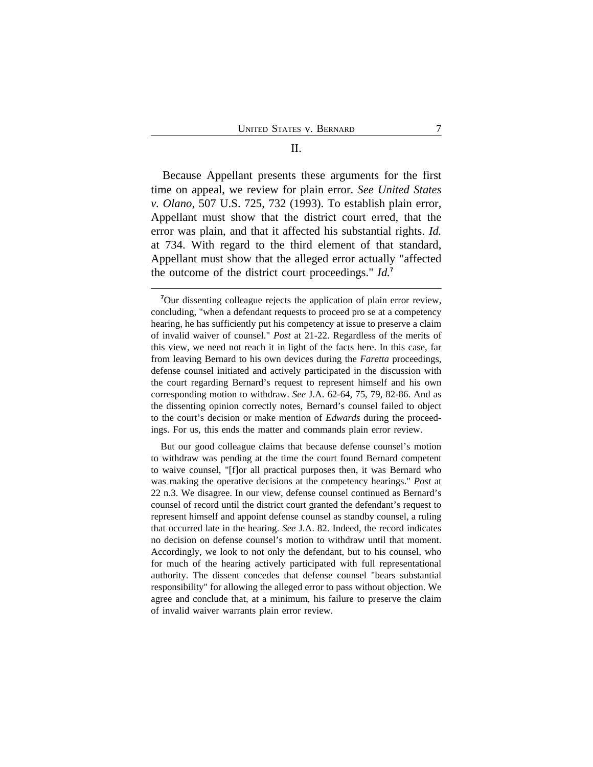## II.

Because Appellant presents these arguments for the first time on appeal, we review for plain error. *See United States v. Olano*, 507 U.S. 725, 732 (1993). To establish plain error, Appellant must show that the district court erred, that the error was plain, and that it affected his substantial rights. *Id.* at 734. With regard to the third element of that standard, Appellant must show that the alleged error actually "affected the outcome of the district court proceedings." *Id.*[7]

---

[7]Our dissenting colleague rejects the application of plain error review, concluding, "when a defendant requests to proceed pro se at a competency hearing, he has sufficiently put his competency at issue to preserve a claim of invalid waiver of counsel." *Post* at 21-22. Regardless of the merits of this view, we need not reach it in light of the facts here. In this case, far from leaving Bernard to his own devices during the *Faretta* proceedings, defense counsel initiated and actively participated in the discussion with the court regarding Bernard's request to represent himself and his own corresponding motion to withdraw. *See* J.A. 62-64, 75, 79, 82-86. And as the dissenting opinion correctly notes, Bernard's counsel failed to object to the court's decision or make mention of *Edwards* during the proceedings. For us, this ends the matter and commands plain error review.

But our good colleague claims that because defense counsel's motion to withdraw was pending at the time the court found Bernard competent to waive counsel, "[f]or all practical purposes then, it was Bernard who was making the operative decisions at the competency hearings." *Post* at 22 n.3. We disagree. In our view, defense counsel continued as Bernard's counsel of record until the district court granted the defendant's request to represent himself and appoint defense counsel as standby counsel, a ruling that occurred late in the hearing. *See* J.A. 82. Indeed, the record indicates no decision on defense counsel's motion to withdraw until that moment. Accordingly, we look to not only the defendant, but to his counsel, who for much of the hearing actively participated with full representational authority. The dissent concedes that defense counsel "bears substantial responsibility" for allowing the alleged error to pass without objection. We agree and conclude that, at a minimum, his failure to preserve the claim of invalid waiver warrants plain error review.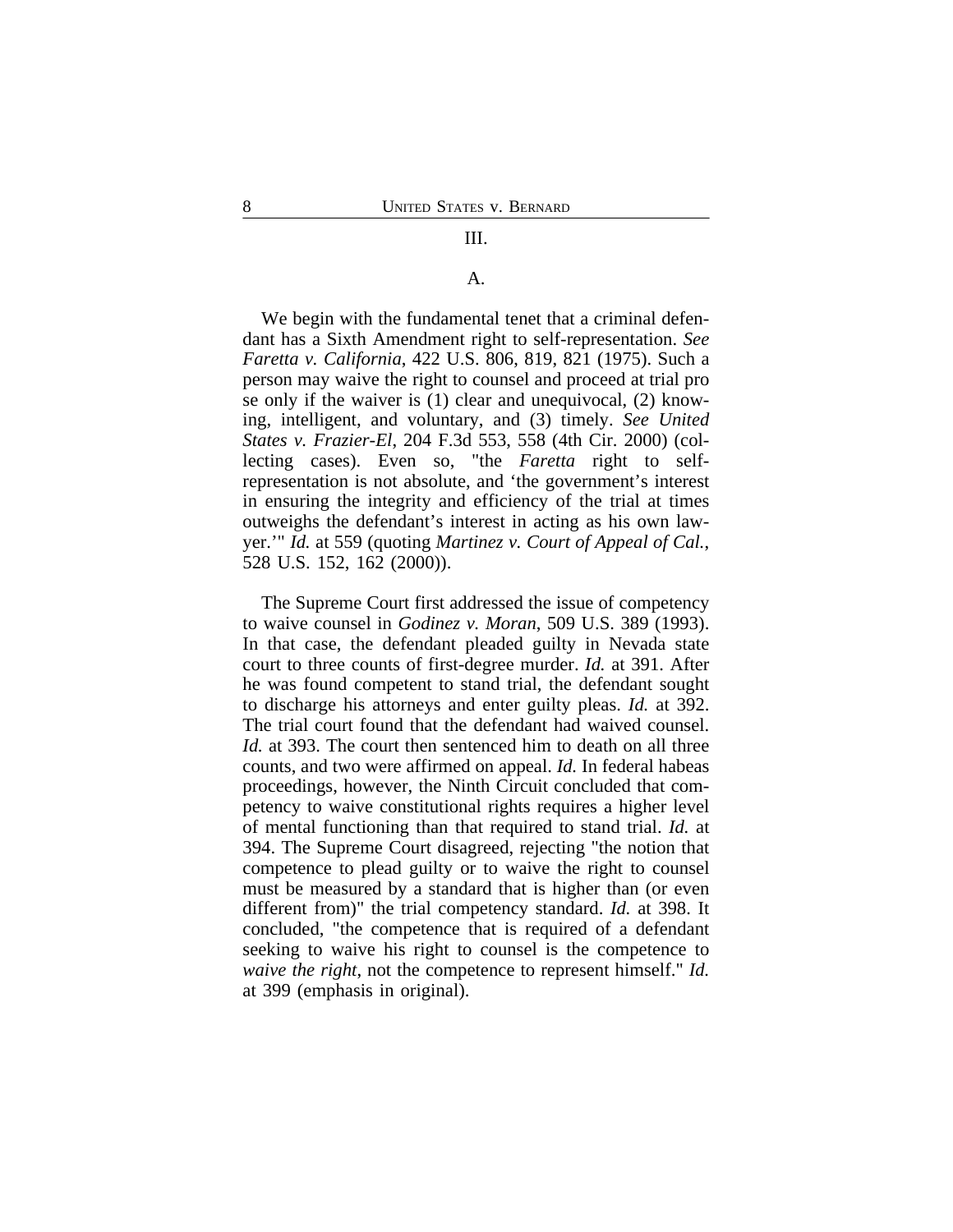## III.

### A.

We begin with the fundamental tenet that a criminal defendant has a Sixth Amendment right to self-representation. *See Faretta v. California*, 422 U.S. 806, 819, 821 (1975). Such a person may waive the right to counsel and proceed at trial pro se only if the waiver is (1) clear and unequivocal, (2) knowing, intelligent, and voluntary, and (3) timely. *See United States v. Frazier-El*, 204 F.3d 553, 558 (4th Cir. 2000) (collecting cases). Even so, "the *Faretta* right to self-representation is not absolute, and 'the government's interest in ensuring the integrity and efficiency of the trial at times outweighs the defendant's interest in acting as his own lawyer.'" *Id.* at 559 (quoting *Martinez v. Court of Appeal of Cal.*, 528 U.S. 152, 162 (2000)).

The Supreme Court first addressed the issue of competency to waive counsel in *Godinez v. Moran*, 509 U.S. 389 (1993). In that case, the defendant pleaded guilty in Nevada state court to three counts of first-degree murder. *Id.* at 391. After he was found competent to stand trial, the defendant sought to discharge his attorneys and enter guilty pleas. *Id.* at 392. The trial court found that the defendant had waived counsel. *Id.* at 393. The court then sentenced him to death on all three counts, and two were affirmed on appeal. *Id.* In federal habeas proceedings, however, the Ninth Circuit concluded that competency to waive constitutional rights requires a higher level of mental functioning than that required to stand trial. *Id.* at 394. The Supreme Court disagreed, rejecting "the notion that competence to plead guilty or to waive the right to counsel must be measured by a standard that is higher than (or even different from)" the trial competency standard. *Id.* at 398. It concluded, "the competence that is required of a defendant seeking to waive his right to counsel is the competence to *waive the right*, not the competence to represent himself." *Id.* at 399 (emphasis in original).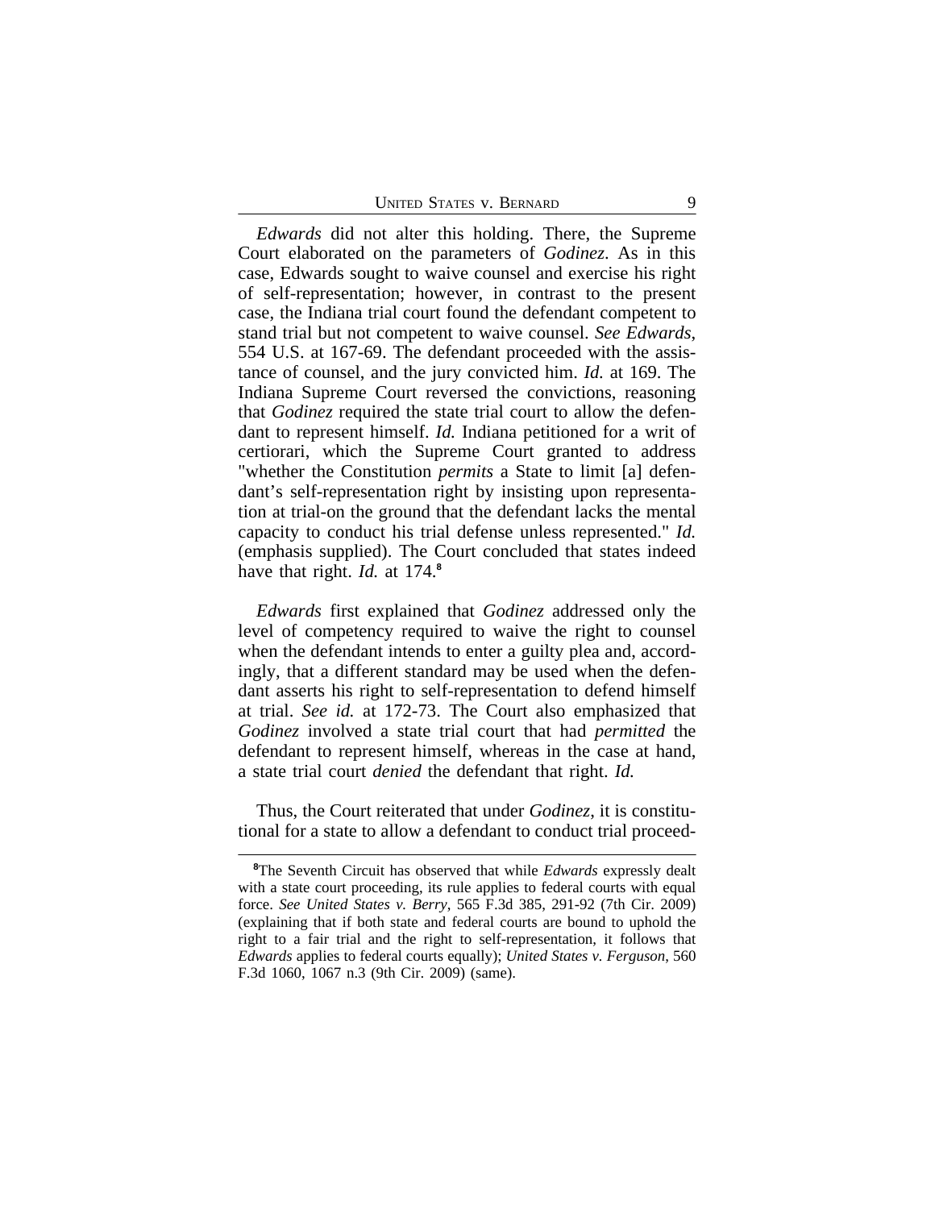*Edwards* did not alter this holding. There, the Supreme Court elaborated on the parameters of *Godinez*. As in this case, Edwards sought to waive counsel and exercise his right of self-representation; however, in contrast to the present case, the Indiana trial court found the defendant competent to stand trial but not competent to waive counsel. *See Edwards*, 554 U.S. at 167-69. The defendant proceeded with the assistance of counsel, and the jury convicted him. *Id.* at 169. The Indiana Supreme Court reversed the convictions, reasoning that *Godinez* required the state trial court to allow the defendant to represent himself. *Id.* Indiana petitioned for a writ of certiorari, which the Supreme Court granted to address "whether the Constitution *permits* a State to limit [a] defendant's self-representation right by insisting upon representation at trial-on the ground that the defendant lacks the mental capacity to conduct his trial defense unless represented." *Id.* (emphasis supplied). The Court concluded that states indeed have that right. *Id.* at 174.[8]

*Edwards* first explained that *Godinez* addressed only the level of competency required to waive the right to counsel when the defendant intends to enter a guilty plea and, accordingly, that a different standard may be used when the defendant asserts his right to self-representation to defend himself at trial. *See id.* at 172-73. The Court also emphasized that *Godinez* involved a state trial court that had *permitted* the defendant to represent himself, whereas in the case at hand, a state trial court *denied* the defendant that right. *Id.*

Thus, the Court reiterated that under *Godinez*, it is constitutional for a state to allow a defendant to conduct trial proceed-

---

[8]The Seventh Circuit has observed that while *Edwards* expressly dealt with a state court proceeding, its rule applies to federal courts with equal force. *See United States v. Berry*, 565 F.3d 385, 291-92 (7th Cir. 2009) (explaining that if both state and federal courts are bound to uphold the right to a fair trial and the right to self-representation, it follows that *Edwards* applies to federal courts equally); *United States v. Ferguson*, 560 F.3d 1060, 1067 n.3 (9th Cir. 2009) (same).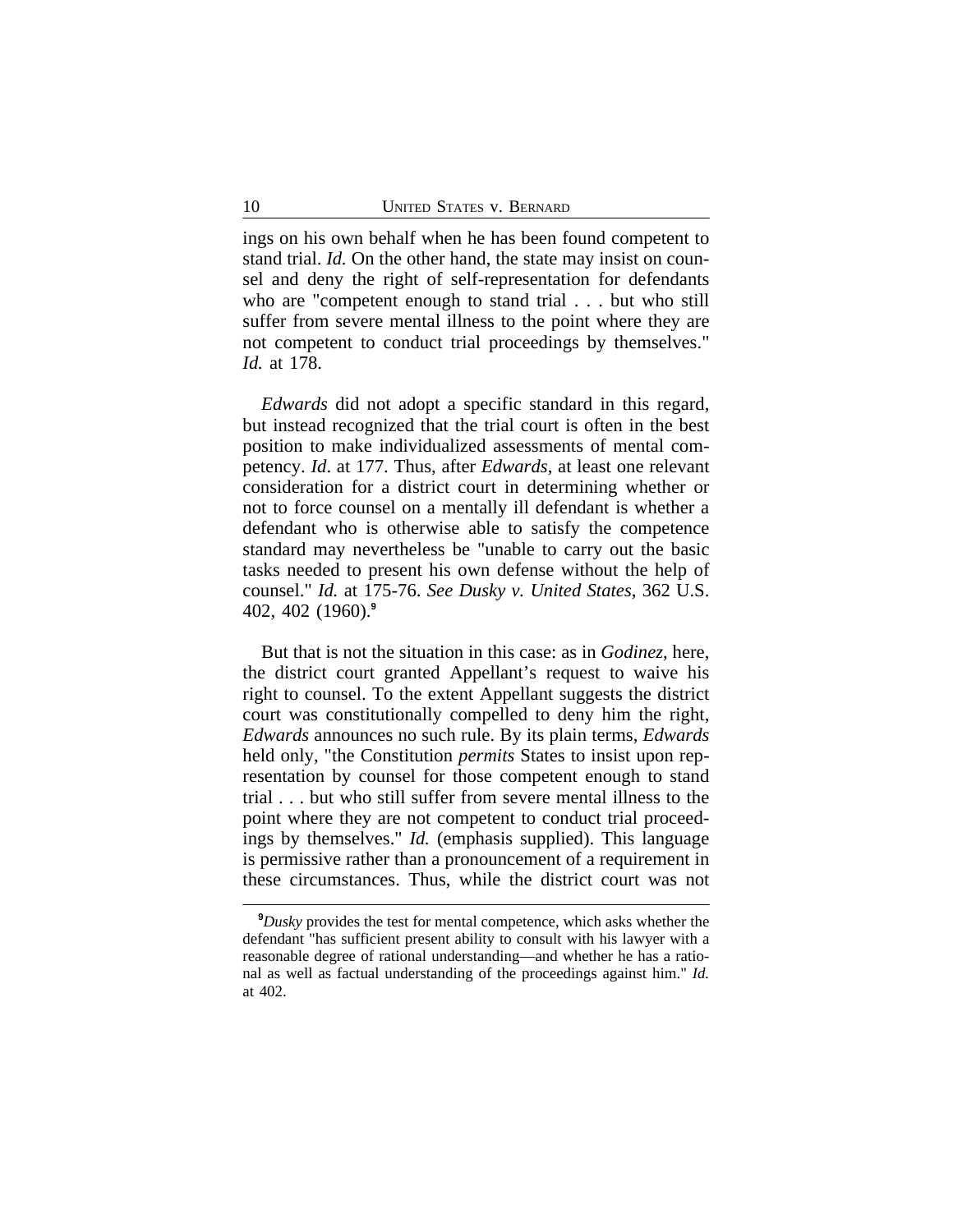ings on his own behalf when he has been found competent to stand trial. *Id.* On the other hand, the state may insist on counsel and deny the right of self-representation for defendants who are "competent enough to stand trial . . . but who still suffer from severe mental illness to the point where they are not competent to conduct trial proceedings by themselves." *Id.* at 178.

*Edwards* did not adopt a specific standard in this regard, but instead recognized that the trial court is often in the best position to make individualized assessments of mental competency. *Id*. at 177. Thus, after *Edwards*, at least one relevant consideration for a district court in determining whether or not to force counsel on a mentally ill defendant is whether a defendant who is otherwise able to satisfy the competence standard may nevertheless be "unable to carry out the basic tasks needed to present his own defense without the help of counsel." *Id.* at 175-76. *See Dusky v. United States*, 362 U.S. 402, 402 (1960).[9]

But that is not the situation in this case: as in *Godinez*, here, the district court granted Appellant's request to waive his right to counsel. To the extent Appellant suggests the district court was constitutionally compelled to deny him the right, *Edwards* announces no such rule. By its plain terms, *Edwards* held only, "the Constitution *permits* States to insist upon representation by counsel for those competent enough to stand trial . . . but who still suffer from severe mental illness to the point where they are not competent to conduct trial proceedings by themselves." *Id.* (emphasis supplied). This language is permissive rather than a pronouncement of a requirement in these circumstances. Thus, while the district court was not

[9]*Dusky* provides the test for mental competence, which asks whether the defendant "has sufficient present ability to consult with his lawyer with a reasonable degree of rational understanding—and whether he has a rational as well as factual understanding of the proceedings against him." *Id.* at 402.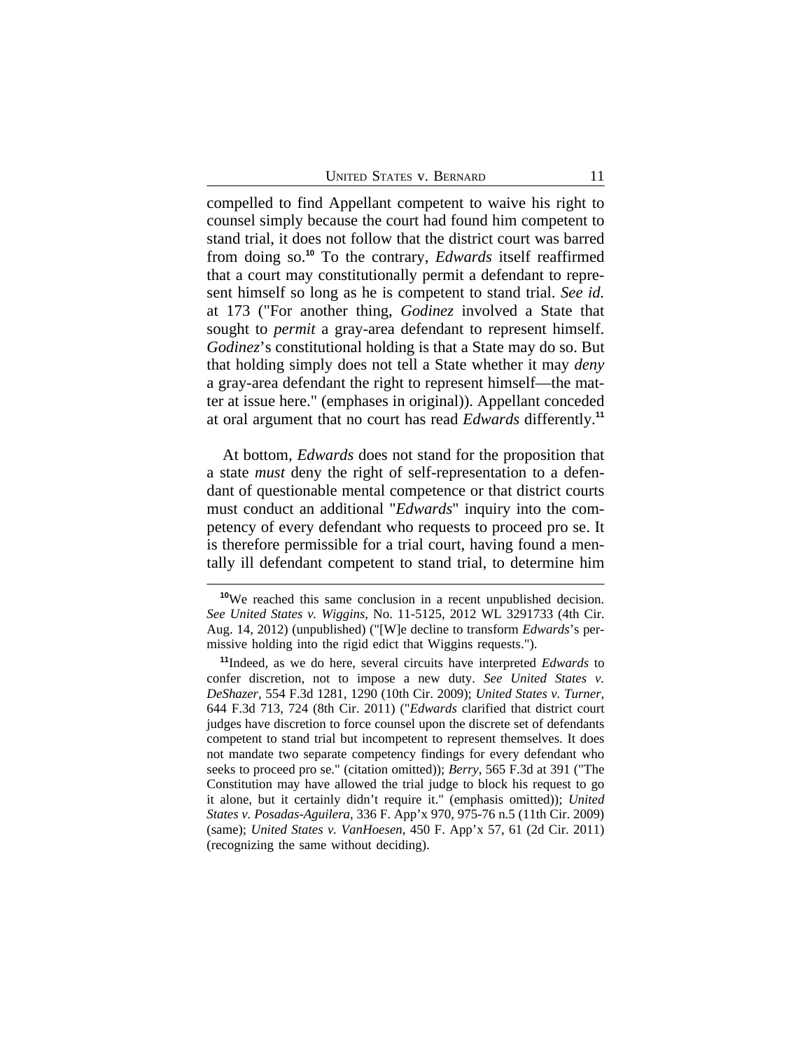compelled to find Appellant competent to waive his right to counsel simply because the court had found him competent to stand trial, it does not follow that the district court was barred from doing so.[10] To the contrary, *Edwards* itself reaffirmed that a court may constitutionally permit a defendant to represent himself so long as he is competent to stand trial. *See id.* at 173 ("For another thing, *Godinez* involved a State that sought to *permit* a gray-area defendant to represent himself. *Godinez*'s constitutional holding is that a State may do so. But that holding simply does not tell a State whether it may *deny* a gray-area defendant the right to represent himself—the matter at issue here." (emphases in original)). Appellant conceded at oral argument that no court has read *Edwards* differently.[11]

At bottom, *Edwards* does not stand for the proposition that a state *must* deny the right of self-representation to a defendant of questionable mental competence or that district courts must conduct an additional "*Edwards*" inquiry into the competency of every defendant who requests to proceed pro se. It is therefore permissible for a trial court, having found a mentally ill defendant competent to stand trial, to determine him

---

[10]We reached this same conclusion in a recent unpublished decision. *See United States v. Wiggins*, No. 11-5125, 2012 WL 3291733 (4th Cir. Aug. 14, 2012) (unpublished) ("[W]e decline to transform *Edwards*'s permissive holding into the rigid edict that Wiggins requests.").

[11]Indeed, as we do here, several circuits have interpreted *Edwards* to confer discretion, not to impose a new duty. *See United States v. DeShazer*, 554 F.3d 1281, 1290 (10th Cir. 2009); *United States v. Turner*, 644 F.3d 713, 724 (8th Cir. 2011) ("*Edwards* clarified that district court judges have discretion to force counsel upon the discrete set of defendants competent to stand trial but incompetent to represent themselves. It does not mandate two separate competency findings for every defendant who seeks to proceed pro se." (citation omitted)); *Berry*, 565 F.3d at 391 ("The Constitution may have allowed the trial judge to block his request to go it alone, but it certainly didn't require it." (emphasis omitted)); *United States v. Posadas-Aguilera*, 336 F. App'x 970, 975-76 n.5 (11th Cir. 2009) (same); *United States v. VanHoesen*, 450 F. App'x 57, 61 (2d Cir. 2011) (recognizing the same without deciding).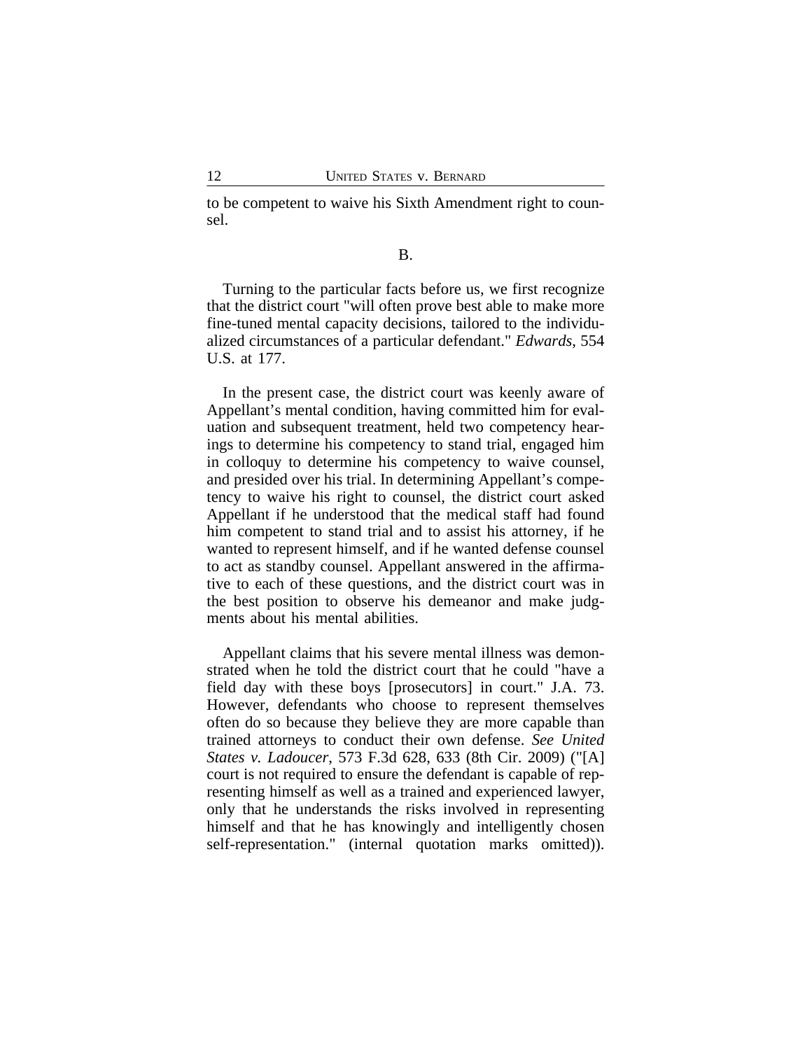to be competent to waive his Sixth Amendment right to counsel.

B.

Turning to the particular facts before us, we first recognize that the district court "will often prove best able to make more fine-tuned mental capacity decisions, tailored to the individualized circumstances of a particular defendant." *Edwards*, 554 U.S. at 177.

In the present case, the district court was keenly aware of Appellant's mental condition, having committed him for evaluation and subsequent treatment, held two competency hearings to determine his competency to stand trial, engaged him in colloquy to determine his competency to waive counsel, and presided over his trial. In determining Appellant's competency to waive his right to counsel, the district court asked Appellant if he understood that the medical staff had found him competent to stand trial and to assist his attorney, if he wanted to represent himself, and if he wanted defense counsel to act as standby counsel. Appellant answered in the affirmative to each of these questions, and the district court was in the best position to observe his demeanor and make judgments about his mental abilities.

Appellant claims that his severe mental illness was demonstrated when he told the district court that he could "have a field day with these boys [prosecutors] in court." J.A. 73. However, defendants who choose to represent themselves often do so because they believe they are more capable than trained attorneys to conduct their own defense. *See United States v. Ladoucer*, 573 F.3d 628, 633 (8th Cir. 2009) ("[A] court is not required to ensure the defendant is capable of representing himself as well as a trained and experienced lawyer, only that he understands the risks involved in representing himself and that he has knowingly and intelligently chosen self-representation." (internal quotation marks omitted)).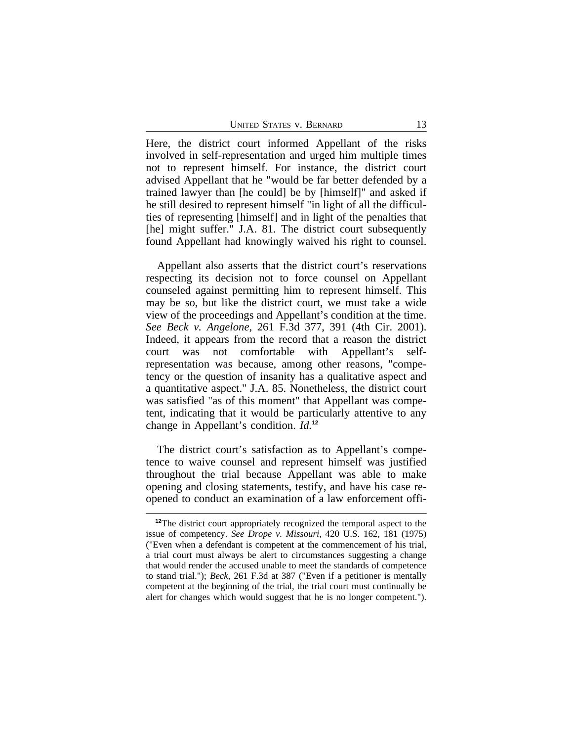Here, the district court informed Appellant of the risks involved in self-representation and urged him multiple times not to represent himself. For instance, the district court advised Appellant that he "would be far better defended by a trained lawyer than [he could] be by [himself]" and asked if he still desired to represent himself "in light of all the difficulties of representing [himself] and in light of the penalties that [he] might suffer." J.A. 81. The district court subsequently found Appellant had knowingly waived his right to counsel.

Appellant also asserts that the district court's reservations respecting its decision not to force counsel on Appellant counseled against permitting him to represent himself. This may be so, but like the district court, we must take a wide view of the proceedings and Appellant's condition at the time. *See Beck v. Angelone*, 261 F.3d 377, 391 (4th Cir. 2001). Indeed, it appears from the record that a reason the district court was not comfortable with Appellant's self-representation was because, among other reasons, "competency or the question of insanity has a qualitative aspect and a quantitative aspect." J.A. 85. Nonetheless, the district court was satisfied "as of this moment" that Appellant was competent, indicating that it would be particularly attentive to any change in Appellant's condition. *Id.*[12]

The district court's satisfaction as to Appellant's competence to waive counsel and represent himself was justified throughout the trial because Appellant was able to make opening and closing statements, testify, and have his case reopened to conduct an examination of a law enforcement offi-

---

[12]The district court appropriately recognized the temporal aspect to the issue of competency. *See Drope v. Missouri*, 420 U.S. 162, 181 (1975) ("Even when a defendant is competent at the commencement of his trial, a trial court must always be alert to circumstances suggesting a change that would render the accused unable to meet the standards of competence to stand trial."); *Beck*, 261 F.3d at 387 ("Even if a petitioner is mentally competent at the beginning of the trial, the trial court must continually be alert for changes which would suggest that he is no longer competent.").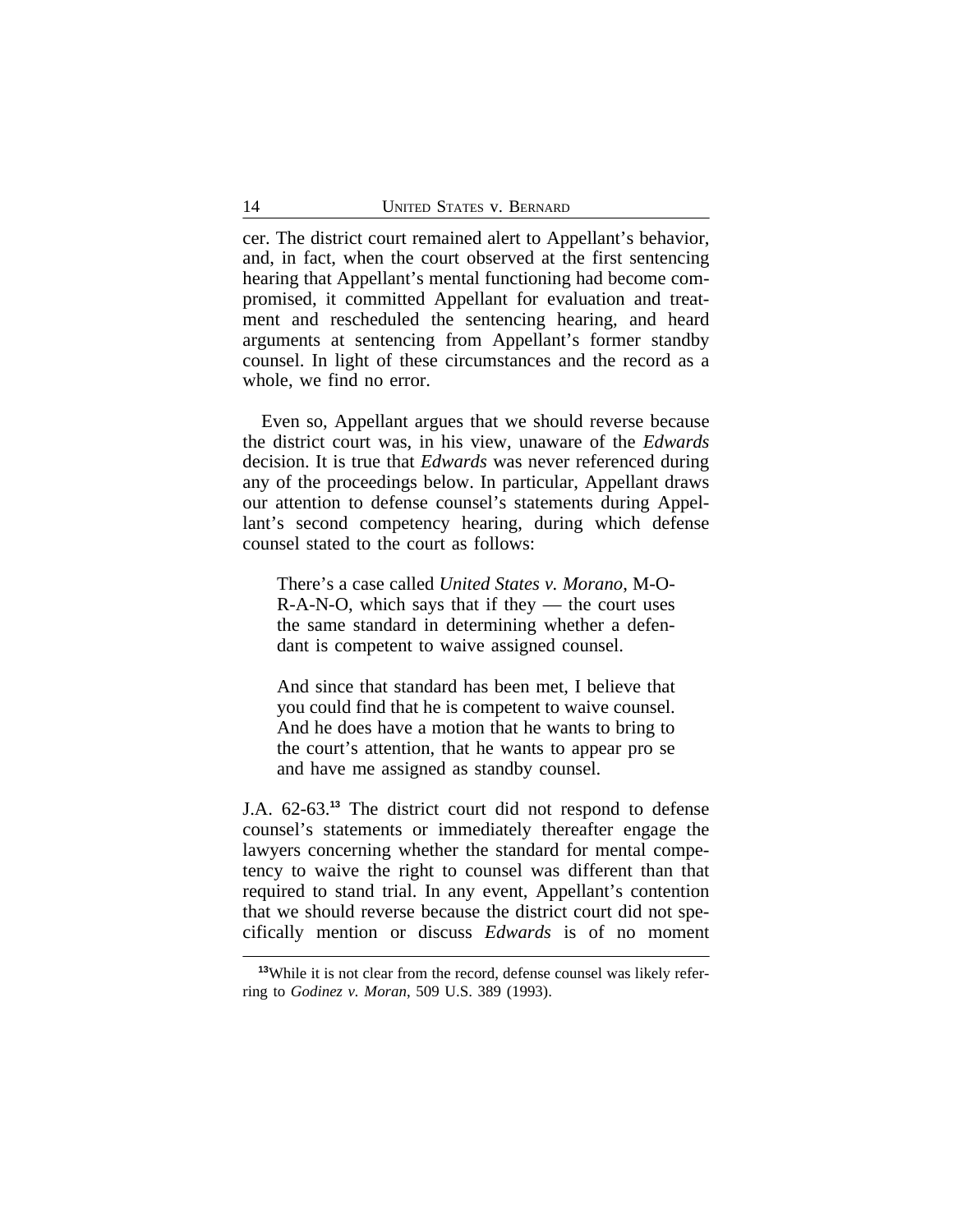cer. The district court remained alert to Appellant's behavior, and, in fact, when the court observed at the first sentencing hearing that Appellant's mental functioning had become compromised, it committed Appellant for evaluation and treatment and rescheduled the sentencing hearing, and heard arguments at sentencing from Appellant's former standby counsel. In light of these circumstances and the record as a whole, we find no error.

Even so, Appellant argues that we should reverse because the district court was, in his view, unaware of the *Edwards* decision. It is true that *Edwards* was never referenced during any of the proceedings below. In particular, Appellant draws our attention to defense counsel's statements during Appellant's second competency hearing, during which defense counsel stated to the court as follows:

> There's a case called *United States v. Morano*, M-O-R-A-N-O, which says that if they — the court uses the same standard in determining whether a defendant is competent to waive assigned counsel.
>
> And since that standard has been met, I believe that you could find that he is competent to waive counsel. And he does have a motion that he wants to bring to the court's attention, that he wants to appear pro se and have me assigned as standby counsel.

J.A. 62-63.[13] The district court did not respond to defense counsel's statements or immediately thereafter engage the lawyers concerning whether the standard for mental competency to waive the right to counsel was different than that required to stand trial. In any event, Appellant's contention that we should reverse because the district court did not specifically mention or discuss *Edwards* is of no moment

[13]While it is not clear from the record, defense counsel was likely referring to *Godinez v. Moran*, 509 U.S. 389 (1993).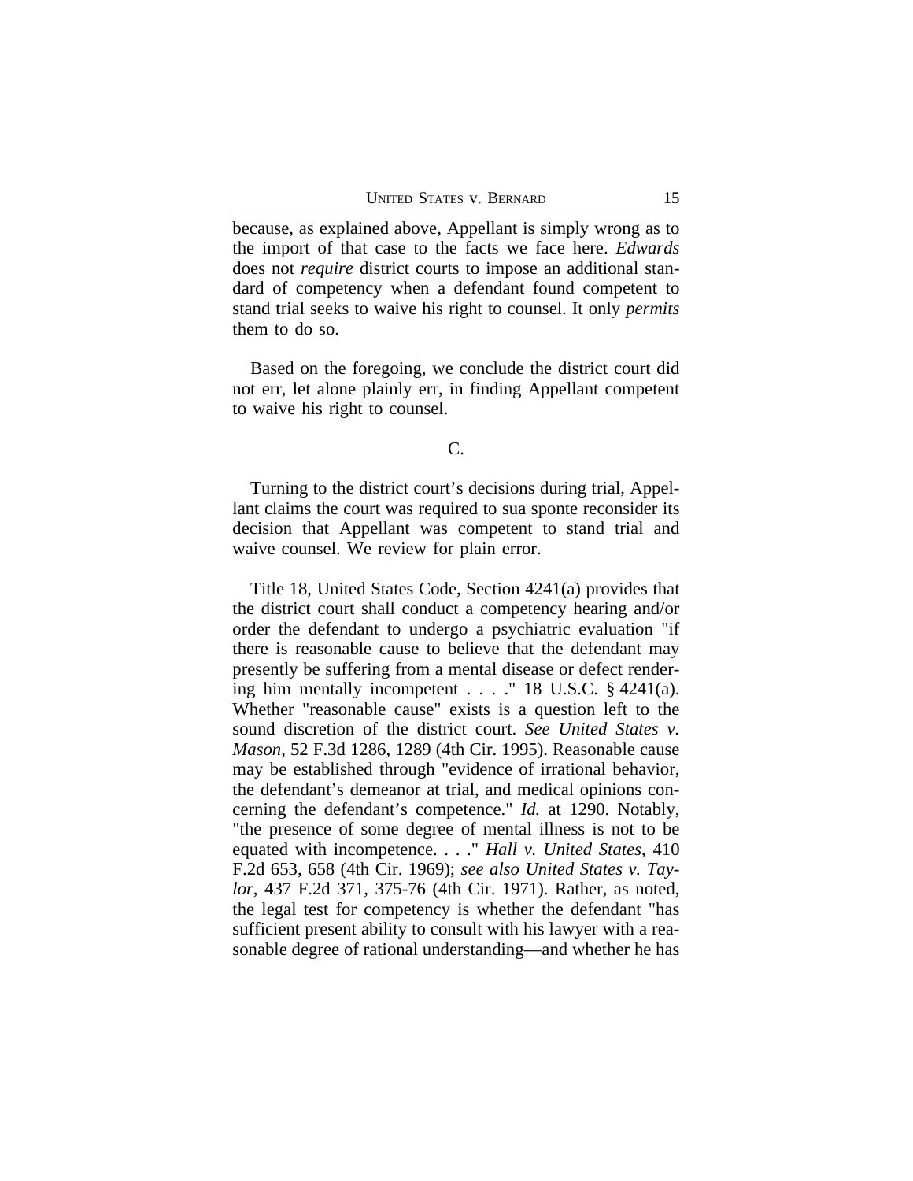because, as explained above, Appellant is simply wrong as to the import of that case to the facts we face here. *Edwards* does not *require* district courts to impose an additional standard of competency when a defendant found competent to stand trial seeks to waive his right to counsel. It only *permits* them to do so.

Based on the foregoing, we conclude the district court did not err, let alone plainly err, in finding Appellant competent to waive his right to counsel.

C.

Turning to the district court's decisions during trial, Appellant claims the court was required to sua sponte reconsider its decision that Appellant was competent to stand trial and waive counsel. We review for plain error.

Title 18, United States Code, Section 4241(a) provides that the district court shall conduct a competency hearing and/or order the defendant to undergo a psychiatric evaluation "if there is reasonable cause to believe that the defendant may presently be suffering from a mental disease or defect rendering him mentally incompetent . . . ." 18 U.S.C. § 4241(a). Whether "reasonable cause" exists is a question left to the sound discretion of the district court. *See United States v. Mason*, 52 F.3d 1286, 1289 (4th Cir. 1995). Reasonable cause may be established through "evidence of irrational behavior, the defendant's demeanor at trial, and medical opinions concerning the defendant's competence." *Id.* at 1290. Notably, "the presence of some degree of mental illness is not to be equated with incompetence. . . ." *Hall v. United States*, 410 F.2d 653, 658 (4th Cir. 1969); *see also United States v. Taylor*, 437 F.2d 371, 375-76 (4th Cir. 1971). Rather, as noted, the legal test for competency is whether the defendant "has sufficient present ability to consult with his lawyer with a reasonable degree of rational understanding—and whether he has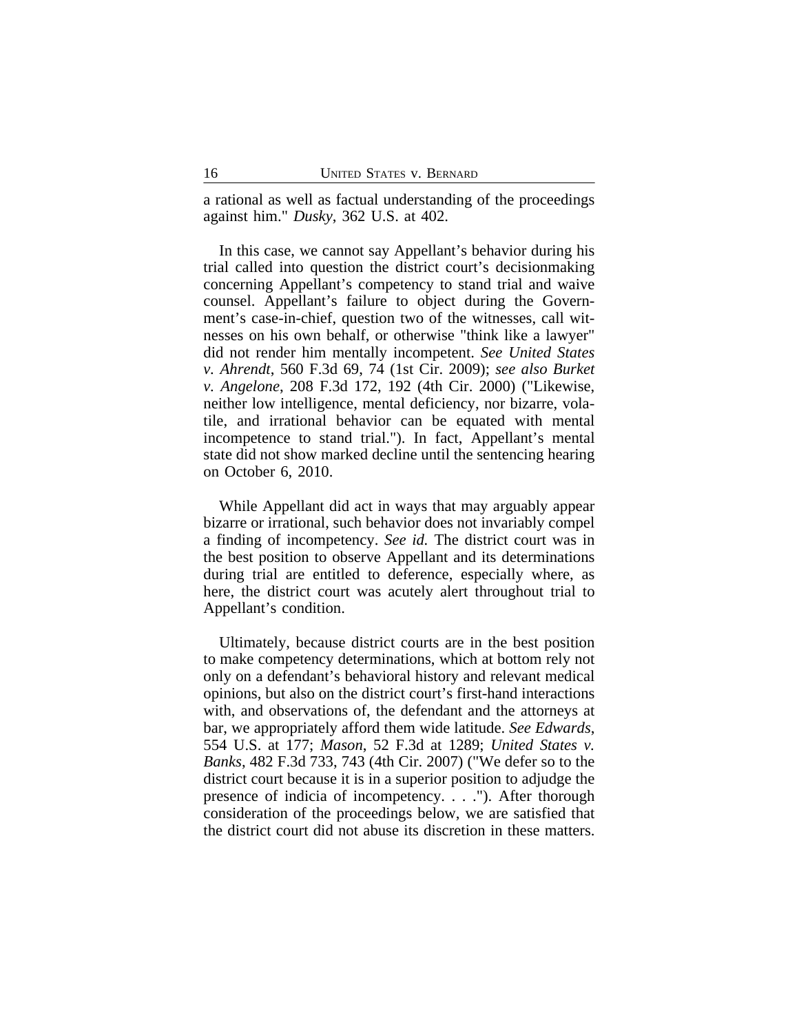a rational as well as factual understanding of the proceedings against him." *Dusky*, 362 U.S. at 402.

In this case, we cannot say Appellant's behavior during his trial called into question the district court's decisionmaking concerning Appellant's competency to stand trial and waive counsel. Appellant's failure to object during the Government's case-in-chief, question two of the witnesses, call witnesses on his own behalf, or otherwise "think like a lawyer" did not render him mentally incompetent. *See United States v. Ahrendt*, 560 F.3d 69, 74 (1st Cir. 2009); *see also Burket v. Angelone*, 208 F.3d 172, 192 (4th Cir. 2000) ("Likewise, neither low intelligence, mental deficiency, nor bizarre, volatile, and irrational behavior can be equated with mental incompetence to stand trial."). In fact, Appellant's mental state did not show marked decline until the sentencing hearing on October 6, 2010.

While Appellant did act in ways that may arguably appear bizarre or irrational, such behavior does not invariably compel a finding of incompetency. *See id.* The district court was in the best position to observe Appellant and its determinations during trial are entitled to deference, especially where, as here, the district court was acutely alert throughout trial to Appellant's condition.

Ultimately, because district courts are in the best position to make competency determinations, which at bottom rely not only on a defendant's behavioral history and relevant medical opinions, but also on the district court's first-hand interactions with, and observations of, the defendant and the attorneys at bar, we appropriately afford them wide latitude. *See Edwards*, 554 U.S. at 177; *Mason*, 52 F.3d at 1289; *United States v. Banks*, 482 F.3d 733, 743 (4th Cir. 2007) ("We defer so to the district court because it is in a superior position to adjudge the presence of indicia of incompetency. . . ."). After thorough consideration of the proceedings below, we are satisfied that the district court did not abuse its discretion in these matters.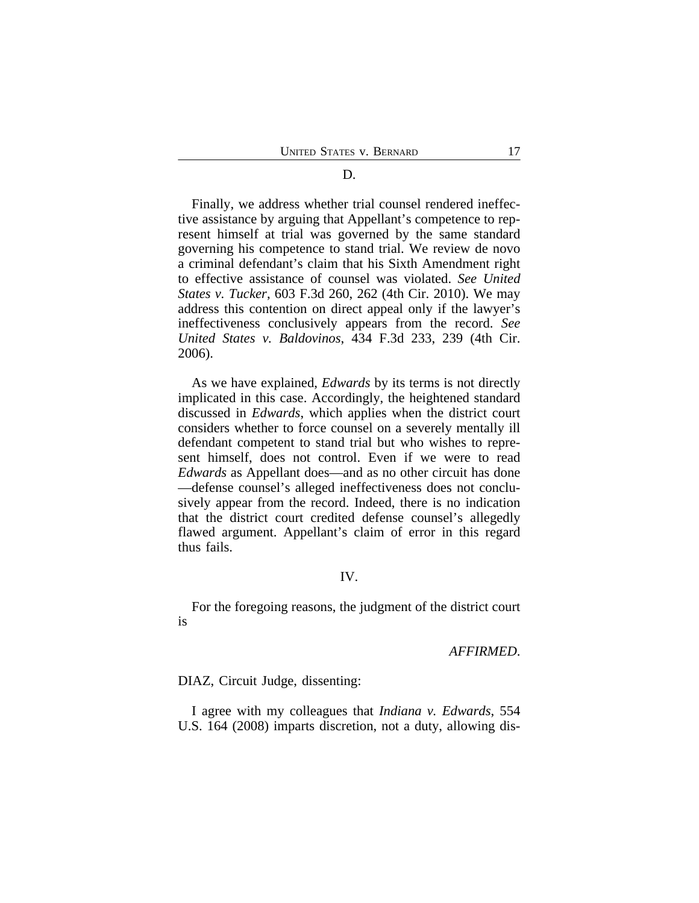D.

Finally, we address whether trial counsel rendered ineffective assistance by arguing that Appellant's competence to represent himself at trial was governed by the same standard governing his competence to stand trial. We review de novo a criminal defendant's claim that his Sixth Amendment right to effective assistance of counsel was violated. *See United States v. Tucker*, 603 F.3d 260, 262 (4th Cir. 2010). We may address this contention on direct appeal only if the lawyer's ineffectiveness conclusively appears from the record. *See United States v. Baldovinos*, 434 F.3d 233, 239 (4th Cir. 2006).

As we have explained, *Edwards* by its terms is not directly implicated in this case. Accordingly, the heightened standard discussed in *Edwards*, which applies when the district court considers whether to force counsel on a severely mentally ill defendant competent to stand trial but who wishes to represent himself, does not control. Even if we were to read *Edwards* as Appellant does—and as no other circuit has done—defense counsel's alleged ineffectiveness does not conclusively appear from the record. Indeed, there is no indication that the district court credited defense counsel's allegedly flawed argument. Appellant's claim of error in this regard thus fails.

IV.

For the foregoing reasons, the judgment of the district court is

*AFFIRMED.*

DIAZ, Circuit Judge, dissenting:

I agree with my colleagues that *Indiana v. Edwards*, 554 U.S. 164 (2008) imparts discretion, not a duty, allowing dis-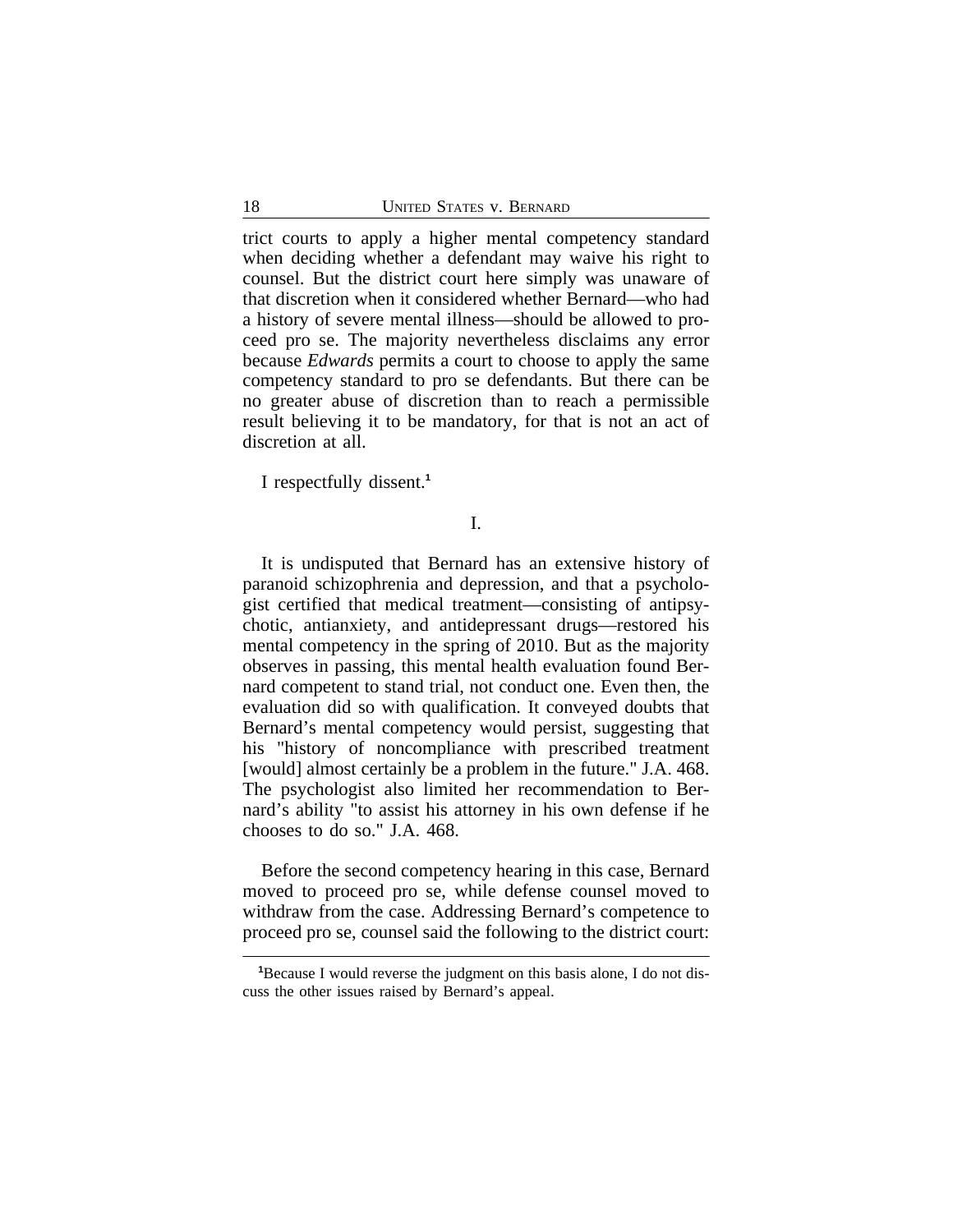trict courts to apply a higher mental competency standard when deciding whether a defendant may waive his right to counsel. But the district court here simply was unaware of that discretion when it considered whether Bernard—who had a history of severe mental illness—should be allowed to proceed pro se. The majority nevertheless disclaims any error because *Edwards* permits a court to choose to apply the same competency standard to pro se defendants. But there can be no greater abuse of discretion than to reach a permissible result believing it to be mandatory, for that is not an act of discretion at all.

I respectfully dissent.[1]

I.

It is undisputed that Bernard has an extensive history of paranoid schizophrenia and depression, and that a psychologist certified that medical treatment—consisting of antipsychotic, antianxiety, and antidepressant drugs—restored his mental competency in the spring of 2010. But as the majority observes in passing, this mental health evaluation found Bernard competent to stand trial, not conduct one. Even then, the evaluation did so with qualification. It conveyed doubts that Bernard's mental competency would persist, suggesting that his "history of noncompliance with prescribed treatment [would] almost certainly be a problem in the future." J.A. 468. The psychologist also limited her recommendation to Bernard's ability "to assist his attorney in his own defense if he chooses to do so." J.A. 468.

Before the second competency hearing in this case, Bernard moved to proceed pro se, while defense counsel moved to withdraw from the case. Addressing Bernard's competence to proceed pro se, counsel said the following to the district court:

[1]Because I would reverse the judgment on this basis alone, I do not discuss the other issues raised by Bernard's appeal.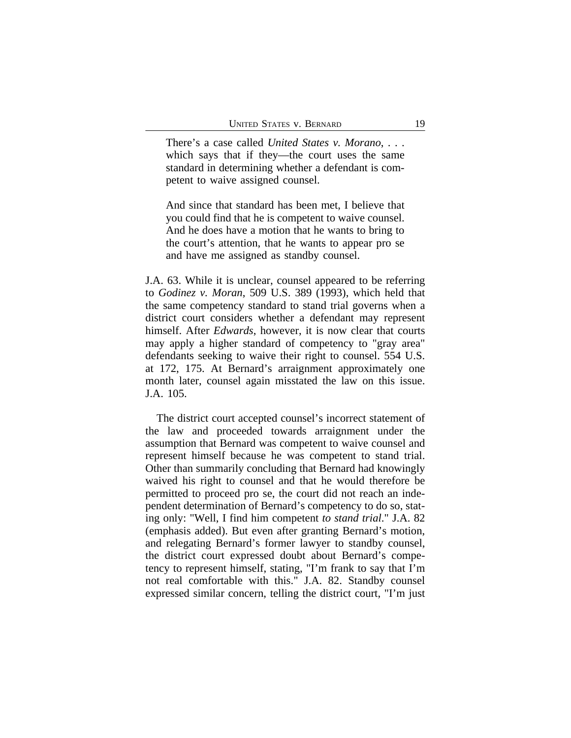> There's a case called *United States v. Morano*, . . . which says that if they—the court uses the same standard in determining whether a defendant is competent to waive assigned counsel.
>
> And since that standard has been met, I believe that you could find that he is competent to waive counsel. And he does have a motion that he wants to bring to the court's attention, that he wants to appear pro se and have me assigned as standby counsel.

J.A. 63. While it is unclear, counsel appeared to be referring to *Godinez v. Moran*, 509 U.S. 389 (1993), which held that the same competency standard to stand trial governs when a district court considers whether a defendant may represent himself. After *Edwards*, however, it is now clear that courts may apply a higher standard of competency to "gray area" defendants seeking to waive their right to counsel. 554 U.S. at 172, 175. At Bernard's arraignment approximately one month later, counsel again misstated the law on this issue. J.A. 105.

The district court accepted counsel's incorrect statement of the law and proceeded towards arraignment under the assumption that Bernard was competent to waive counsel and represent himself because he was competent to stand trial. Other than summarily concluding that Bernard had knowingly waived his right to counsel and that he would therefore be permitted to proceed pro se, the court did not reach an independent determination of Bernard's competency to do so, stating only: "Well, I find him competent *to stand trial*." J.A. 82 (emphasis added). But even after granting Bernard's motion, and relegating Bernard's former lawyer to standby counsel, the district court expressed doubt about Bernard's competency to represent himself, stating, "I'm frank to say that I'm not real comfortable with this." J.A. 82. Standby counsel expressed similar concern, telling the district court, "I'm just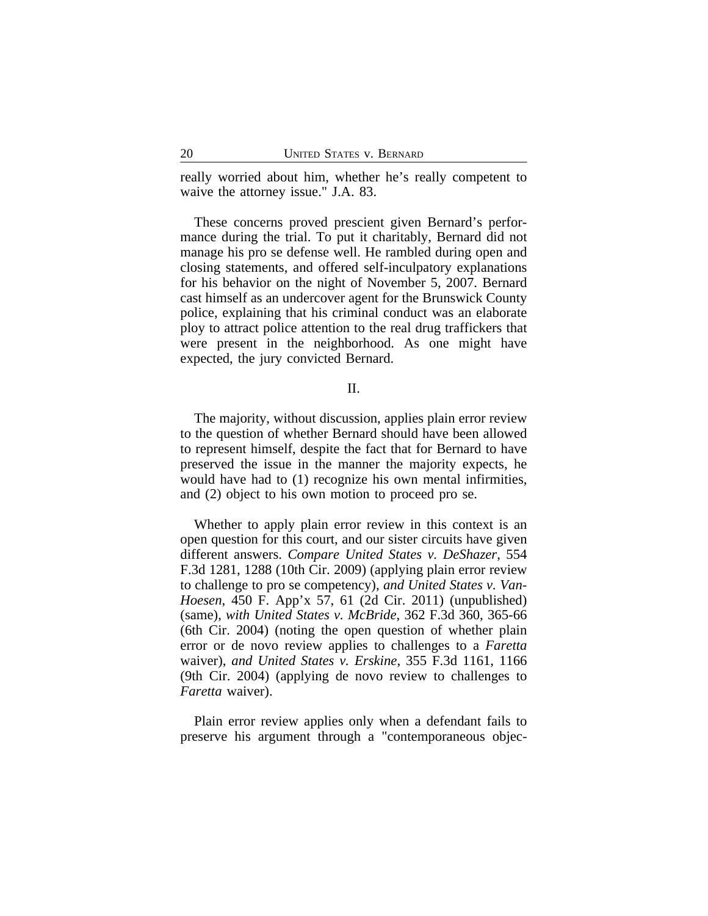really worried about him, whether he's really competent to waive the attorney issue." J.A. 83.

These concerns proved prescient given Bernard's performance during the trial. To put it charitably, Bernard did not manage his pro se defense well. He rambled during open and closing statements, and offered self-inculpatory explanations for his behavior on the night of November 5, 2007. Bernard cast himself as an undercover agent for the Brunswick County police, explaining that his criminal conduct was an elaborate ploy to attract police attention to the real drug traffickers that were present in the neighborhood. As one might have expected, the jury convicted Bernard.

## II.

The majority, without discussion, applies plain error review to the question of whether Bernard should have been allowed to represent himself, despite the fact that for Bernard to have preserved the issue in the manner the majority expects, he would have had to (1) recognize his own mental infirmities, and (2) object to his own motion to proceed pro se.

Whether to apply plain error review in this context is an open question for this court, and our sister circuits have given different answers. *Compare United States v. DeShazer*, 554 F.3d 1281, 1288 (10th Cir. 2009) (applying plain error review to challenge to pro se competency), *and United States v. Van-Hoesen*, 450 F. App'x 57, 61 (2d Cir. 2011) (unpublished) (same), *with United States v. McBride*, 362 F.3d 360, 365-66 (6th Cir. 2004) (noting the open question of whether plain error or de novo review applies to challenges to a *Faretta* waiver), *and United States v. Erskine*, 355 F.3d 1161, 1166 (9th Cir. 2004) (applying de novo review to challenges to *Faretta* waiver).

Plain error review applies only when a defendant fails to preserve his argument through a "contemporaneous objec-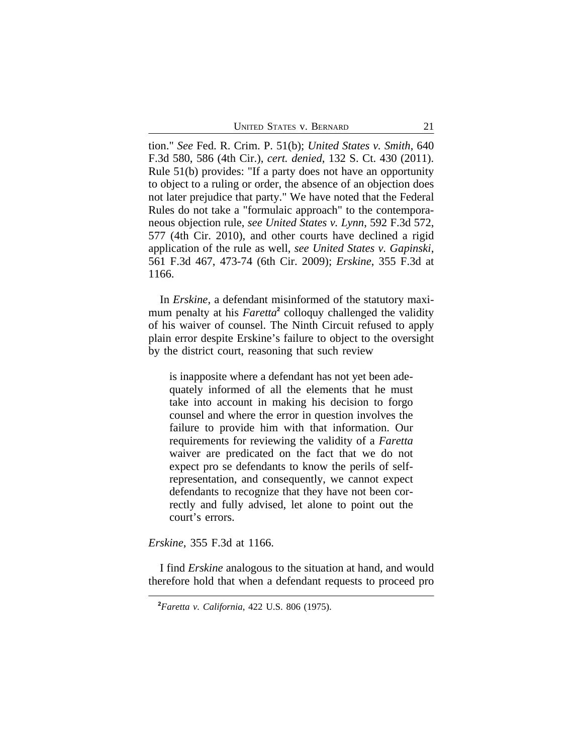tion." *See* Fed. R. Crim. P. 51(b); *United States v. Smith*, 640 F.3d 580, 586 (4th Cir.), *cert. denied*, 132 S. Ct. 430 (2011). Rule 51(b) provides: "If a party does not have an opportunity to object to a ruling or order, the absence of an objection does not later prejudice that party." We have noted that the Federal Rules do not take a "formulaic approach" to the contemporaneous objection rule, *see United States v. Lynn*, 592 F.3d 572, 577 (4th Cir. 2010), and other courts have declined a rigid application of the rule as well, *see United States v. Gapinski*, 561 F.3d 467, 473-74 (6th Cir. 2009); *Erskine*, 355 F.3d at 1166.

In *Erskine*, a defendant misinformed of the statutory maximum penalty at his *Faretta*[2] colloquy challenged the validity of his waiver of counsel. The Ninth Circuit refused to apply plain error despite Erskine's failure to object to the oversight by the district court, reasoning that such review

> is inapposite where a defendant has not yet been adequately informed of all the elements that he must take into account in making his decision to forgo counsel and where the error in question involves the failure to provide him with that information. Our requirements for reviewing the validity of a *Faretta* waiver are predicated on the fact that we do not expect pro se defendants to know the perils of self-representation, and consequently, we cannot expect defendants to recognize that they have not been correctly and fully advised, let alone to point out the court's errors.

*Erskine*, 355 F.3d at 1166.

I find *Erskine* analogous to the situation at hand, and would therefore hold that when a defendant requests to proceed pro

---

[2]*Faretta v. California*, 422 U.S. 806 (1975).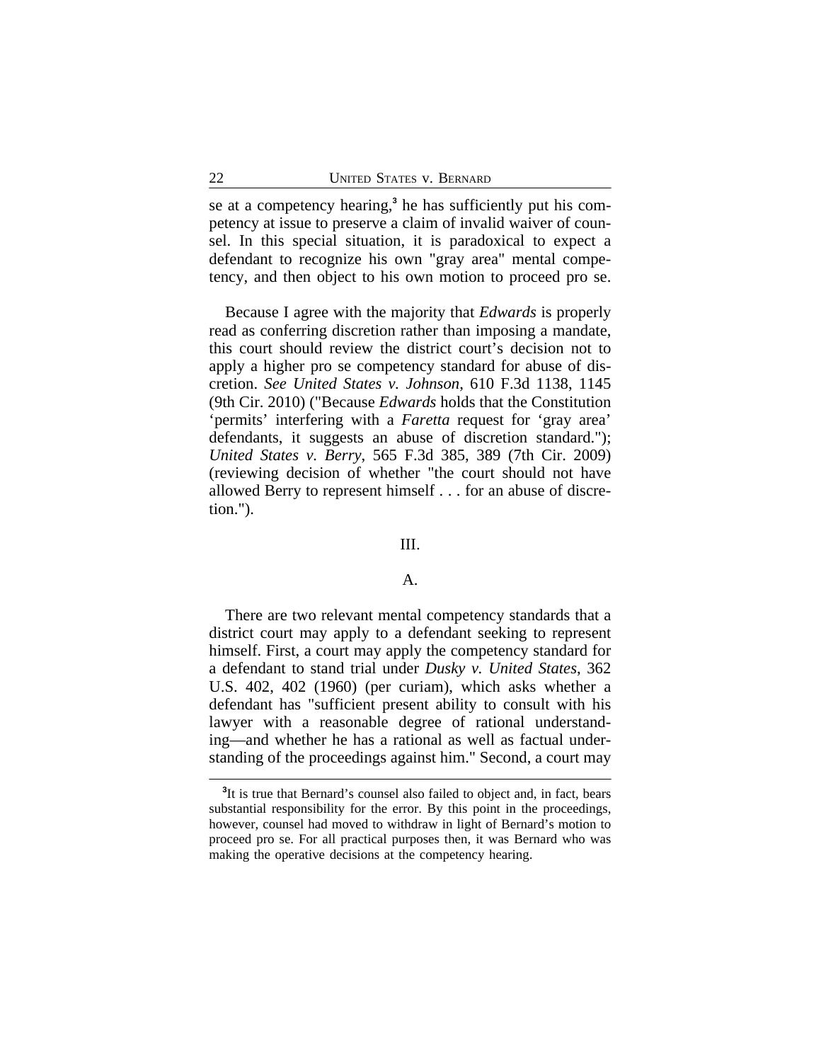se at a competency hearing,[3] he has sufficiently put his competency at issue to preserve a claim of invalid waiver of counsel. In this special situation, it is paradoxical to expect a defendant to recognize his own "gray area" mental competency, and then object to his own motion to proceed pro se.

Because I agree with the majority that *Edwards* is properly read as conferring discretion rather than imposing a mandate, this court should review the district court's decision not to apply a higher pro se competency standard for abuse of discretion. *See United States v. Johnson*, 610 F.3d 1138, 1145 (9th Cir. 2010) ("Because *Edwards* holds that the Constitution 'permits' interfering with a *Faretta* request for 'gray area' defendants, it suggests an abuse of discretion standard."); *United States v. Berry*, 565 F.3d 385, 389 (7th Cir. 2009) (reviewing decision of whether "the court should not have allowed Berry to represent himself . . . for an abuse of discretion.").

## III.

### A.

There are two relevant mental competency standards that a district court may apply to a defendant seeking to represent himself. First, a court may apply the competency standard for a defendant to stand trial under *Dusky v. United States*, 362 U.S. 402, 402 (1960) (per curiam), which asks whether a defendant has "sufficient present ability to consult with his lawyer with a reasonable degree of rational understanding—and whether he has a rational as well as factual understanding of the proceedings against him." Second, a court may

[3]It is true that Bernard's counsel also failed to object and, in fact, bears substantial responsibility for the error. By this point in the proceedings, however, counsel had moved to withdraw in light of Bernard's motion to proceed pro se. For all practical purposes then, it was Bernard who was making the operative decisions at the competency hearing.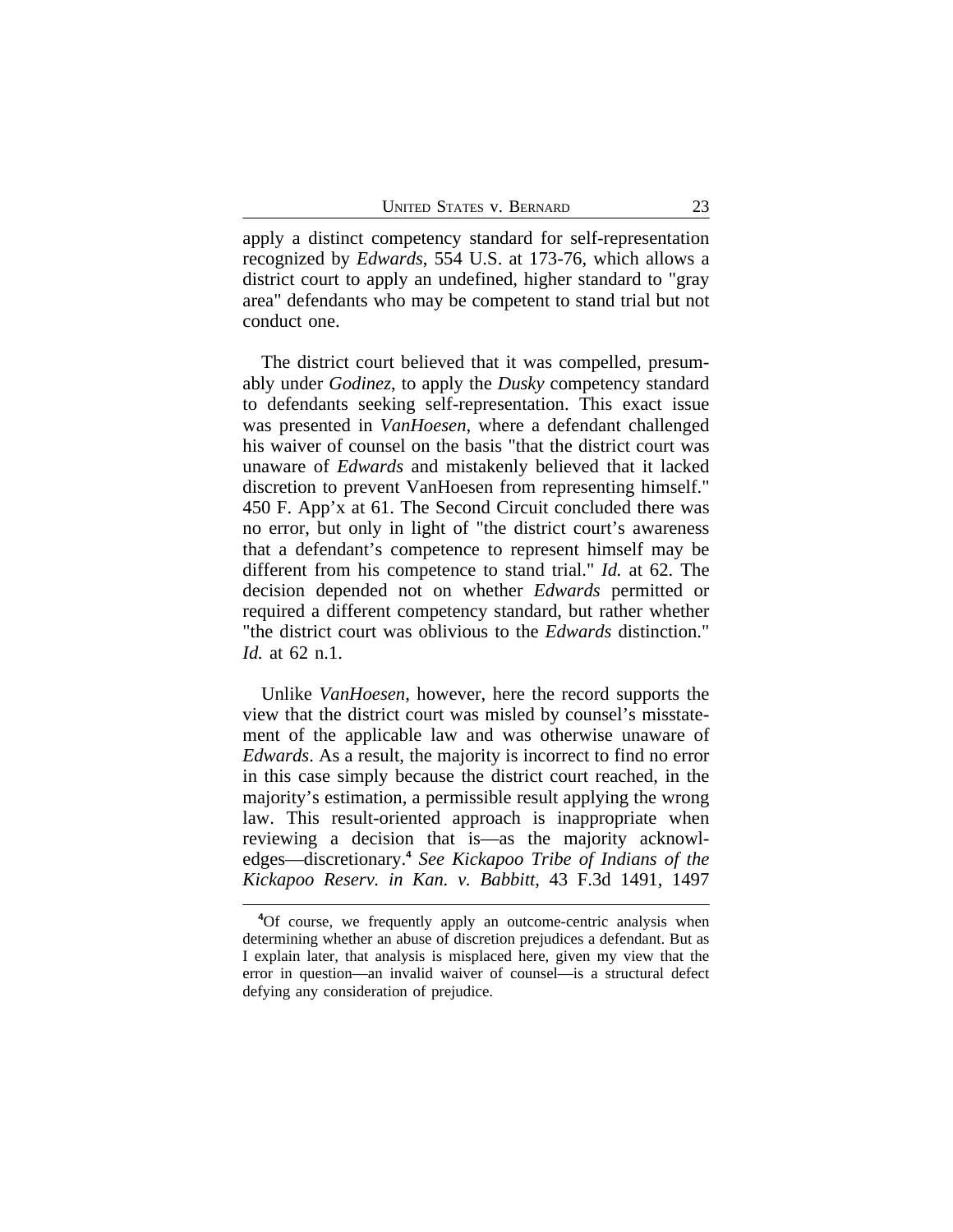apply a distinct competency standard for self-representation recognized by *Edwards*, 554 U.S. at 173-76, which allows a district court to apply an undefined, higher standard to "gray area" defendants who may be competent to stand trial but not conduct one.

The district court believed that it was compelled, presumably under *Godinez*, to apply the *Dusky* competency standard to defendants seeking self-representation. This exact issue was presented in *VanHoesen*, where a defendant challenged his waiver of counsel on the basis "that the district court was unaware of *Edwards* and mistakenly believed that it lacked discretion to prevent VanHoesen from representing himself." 450 F. App'x at 61. The Second Circuit concluded there was no error, but only in light of "the district court's awareness that a defendant's competence to represent himself may be different from his competence to stand trial." *Id.* at 62. The decision depended not on whether *Edwards* permitted or required a different competency standard, but rather whether "the district court was oblivious to the *Edwards* distinction." *Id.* at 62 n.1.

Unlike *VanHoesen*, however, here the record supports the view that the district court was misled by counsel's misstatement of the applicable law and was otherwise unaware of *Edwards*. As a result, the majority is incorrect to find no error in this case simply because the district court reached, in the majority's estimation, a permissible result applying the wrong law. This result-oriented approach is inappropriate when reviewing a decision that is—as the majority acknowledges—discretionary.[4] *See Kickapoo Tribe of Indians of the Kickapoo Reserv. in Kan. v. Babbitt*, 43 F.3d 1491, 1497

[4]Of course, we frequently apply an outcome-centric analysis when determining whether an abuse of discretion prejudices a defendant. But as I explain later, that analysis is misplaced here, given my view that the error in question—an invalid waiver of counsel—is a structural defect defying any consideration of prejudice.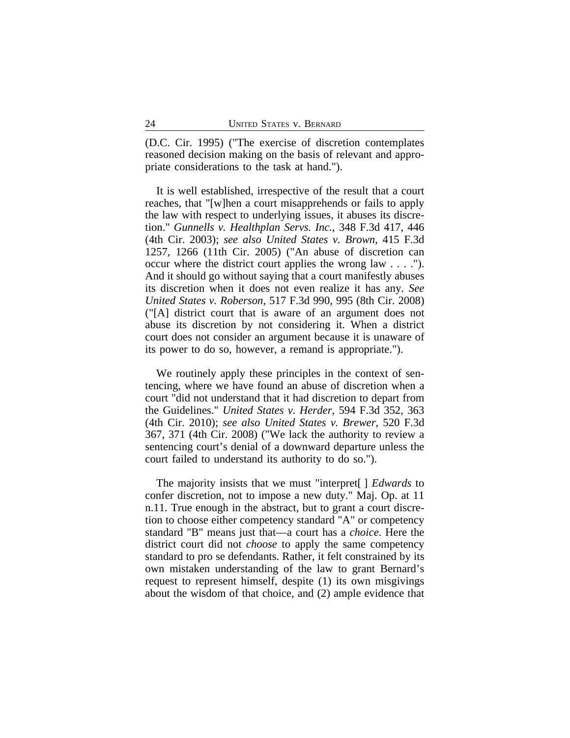(D.C. Cir. 1995) ("The exercise of discretion contemplates reasoned decision making on the basis of relevant and appropriate considerations to the task at hand.").

It is well established, irrespective of the result that a court reaches, that "[w]hen a court misapprehends or fails to apply the law with respect to underlying issues, it abuses its discretion." *Gunnells v. Healthplan Servs. Inc.*, 348 F.3d 417, 446 (4th Cir. 2003); *see also United States v. Brown*, 415 F.3d 1257, 1266 (11th Cir. 2005) ("An abuse of discretion can occur where the district court applies the wrong law . . . ."). And it should go without saying that a court manifestly abuses its discretion when it does not even realize it has any. *See United States v. Roberson*, 517 F.3d 990, 995 (8th Cir. 2008) ("[A] district court that is aware of an argument does not abuse its discretion by not considering it. When a district court does not consider an argument because it is unaware of its power to do so, however, a remand is appropriate.").

We routinely apply these principles in the context of sentencing, where we have found an abuse of discretion when a court "did not understand that it had discretion to depart from the Guidelines." *United States v. Herder*, 594 F.3d 352, 363 (4th Cir. 2010); *see also United States v. Brewer*, 520 F.3d 367, 371 (4th Cir. 2008) ("We lack the authority to review a sentencing court's denial of a downward departure unless the court failed to understand its authority to do so.").

The majority insists that we must "interpret[ ] *Edwards* to confer discretion, not to impose a new duty." Maj. Op. at 11 n.11. True enough in the abstract, but to grant a court discretion to choose either competency standard "A" or competency standard "B" means just that—a court has a *choice*. Here the district court did not *choose* to apply the same competency standard to pro se defendants. Rather, it felt constrained by its own mistaken understanding of the law to grant Bernard's request to represent himself, despite (1) its own misgivings about the wisdom of that choice, and (2) ample evidence that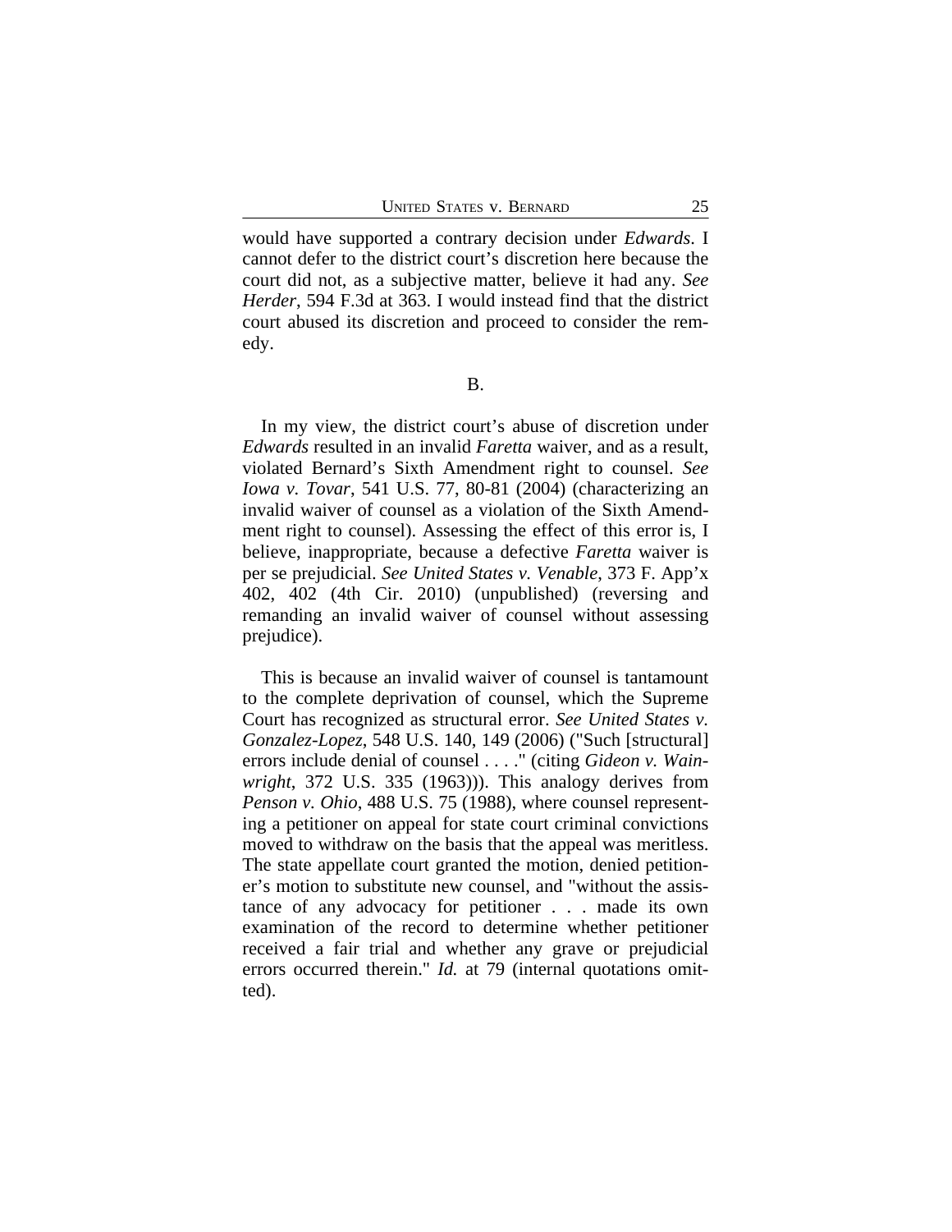would have supported a contrary decision under *Edwards*. I cannot defer to the district court's discretion here because the court did not, as a subjective matter, believe it had any. *See Herder*, 594 F.3d at 363. I would instead find that the district court abused its discretion and proceed to consider the remedy.

B.

In my view, the district court's abuse of discretion under *Edwards* resulted in an invalid *Faretta* waiver, and as a result, violated Bernard's Sixth Amendment right to counsel. *See Iowa v. Tovar*, 541 U.S. 77, 80-81 (2004) (characterizing an invalid waiver of counsel as a violation of the Sixth Amendment right to counsel). Assessing the effect of this error is, I believe, inappropriate, because a defective *Faretta* waiver is per se prejudicial. *See United States v. Venable*, 373 F. App'x 402, 402 (4th Cir. 2010) (unpublished) (reversing and remanding an invalid waiver of counsel without assessing prejudice).

This is because an invalid waiver of counsel is tantamount to the complete deprivation of counsel, which the Supreme Court has recognized as structural error. *See United States v. Gonzalez-Lopez*, 548 U.S. 140, 149 (2006) ("Such [structural] errors include denial of counsel . . . ." (citing *Gideon v. Wainwright*, 372 U.S. 335 (1963))). This analogy derives from *Penson v. Ohio*, 488 U.S. 75 (1988), where counsel representing a petitioner on appeal for state court criminal convictions moved to withdraw on the basis that the appeal was meritless. The state appellate court granted the motion, denied petitioner's motion to substitute new counsel, and "without the assistance of any advocacy for petitioner . . . made its own examination of the record to determine whether petitioner received a fair trial and whether any grave or prejudicial errors occurred therein." *Id.* at 79 (internal quotations omitted).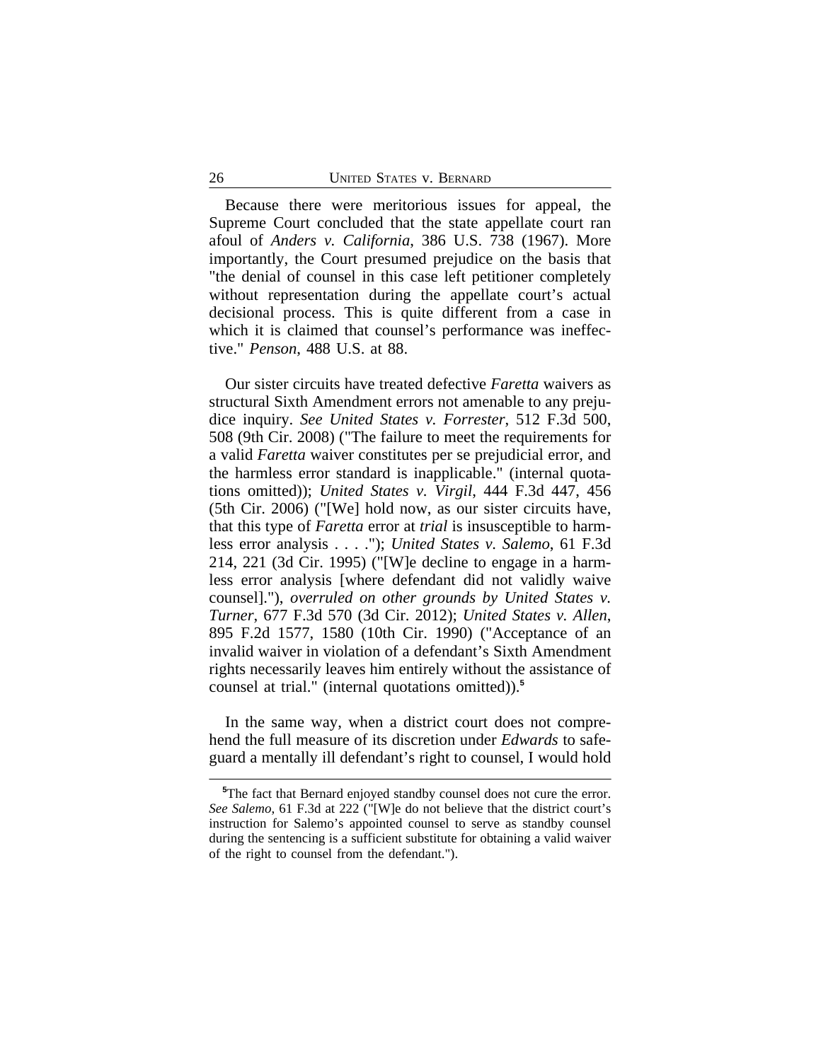Because there were meritorious issues for appeal, the Supreme Court concluded that the state appellate court ran afoul of *Anders v. California*, 386 U.S. 738 (1967). More importantly, the Court presumed prejudice on the basis that "the denial of counsel in this case left petitioner completely without representation during the appellate court's actual decisional process. This is quite different from a case in which it is claimed that counsel's performance was ineffective." *Penson*, 488 U.S. at 88.

Our sister circuits have treated defective *Faretta* waivers as structural Sixth Amendment errors not amenable to any prejudice inquiry. *See United States v. Forrester*, 512 F.3d 500, 508 (9th Cir. 2008) ("The failure to meet the requirements for a valid *Faretta* waiver constitutes per se prejudicial error, and the harmless error standard is inapplicable." (internal quotations omitted)); *United States v. Virgil*, 444 F.3d 447, 456 (5th Cir. 2006) ("[We] hold now, as our sister circuits have, that this type of *Faretta* error at *trial* is insusceptible to harmless error analysis . . . ."); *United States v. Salemo*, 61 F.3d 214, 221 (3d Cir. 1995) ("[W]e decline to engage in a harmless error analysis [where defendant did not validly waive counsel]."), *overruled on other grounds by United States v. Turner*, 677 F.3d 570 (3d Cir. 2012); *United States v. Allen*, 895 F.2d 1577, 1580 (10th Cir. 1990) ("Acceptance of an invalid waiver in violation of a defendant's Sixth Amendment rights necessarily leaves him entirely without the assistance of counsel at trial." (internal quotations omitted)).[5]

In the same way, when a district court does not comprehend the full measure of its discretion under *Edwards* to safeguard a mentally ill defendant's right to counsel, I would hold

[5]The fact that Bernard enjoyed standby counsel does not cure the error. *See Salemo*, 61 F.3d at 222 ("[W]e do not believe that the district court's instruction for Salemo's appointed counsel to serve as standby counsel during the sentencing is a sufficient substitute for obtaining a valid waiver of the right to counsel from the defendant.").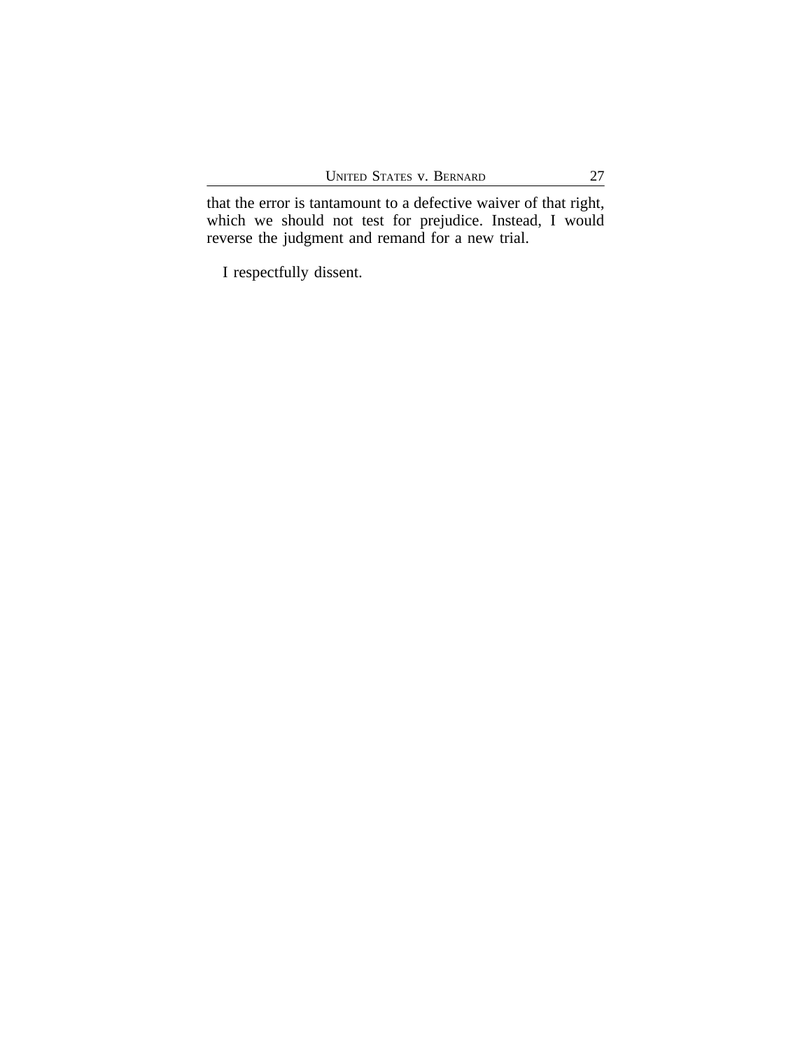that the error is tantamount to a defective waiver of that right, which we should not test for prejudice. Instead, I would reverse the judgment and remand for a new trial.

I respectfully dissent.